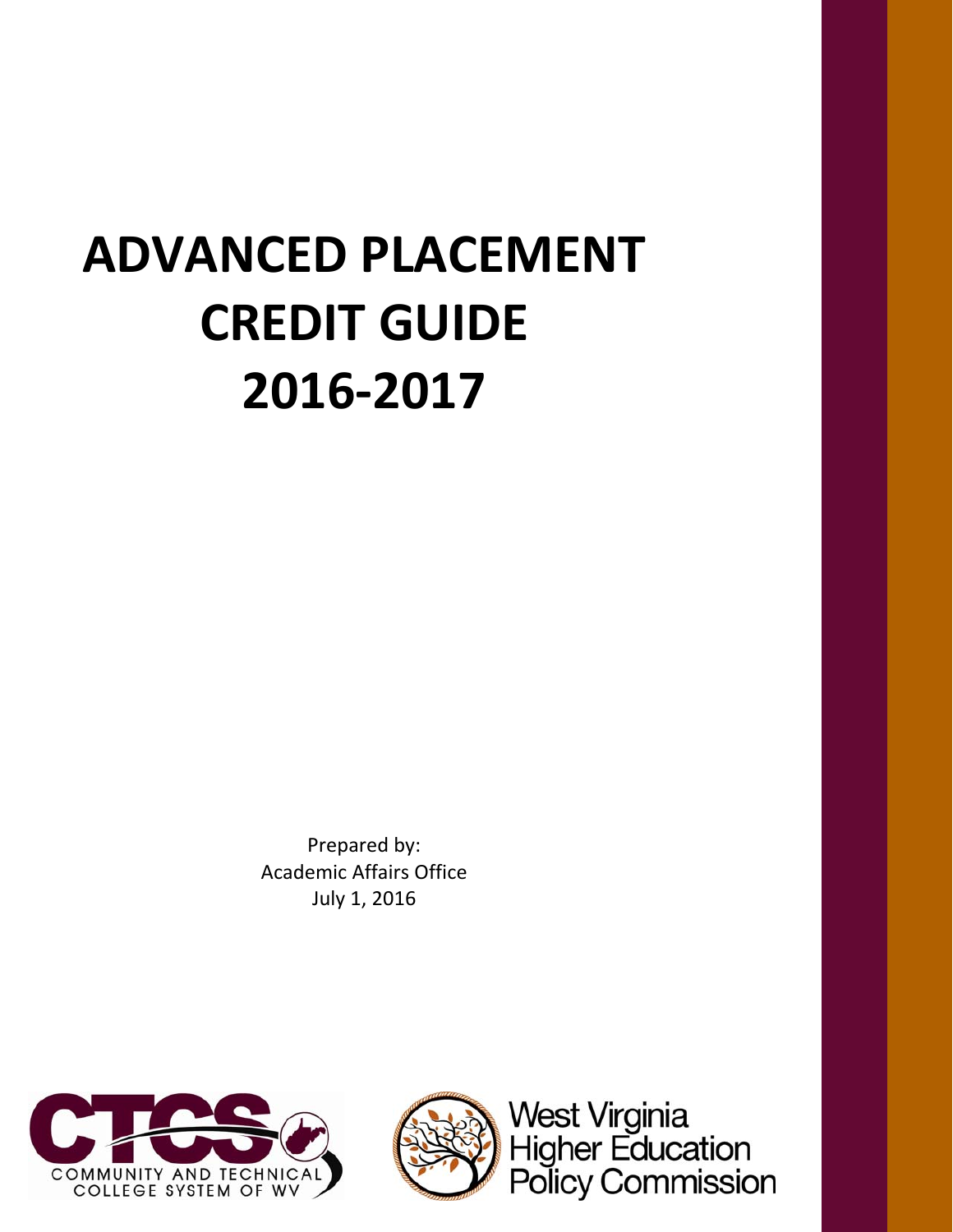# ADVANCED PLACEMENT CREDIT GUIDE 2016-2017

Prepared by:
Academic Affairs Office
July 1, 2016

CTCS
COMMUNITY AND TECHNICAL COLLEGE SYSTEM OF WV

West Virginia Higher Education Policy Commission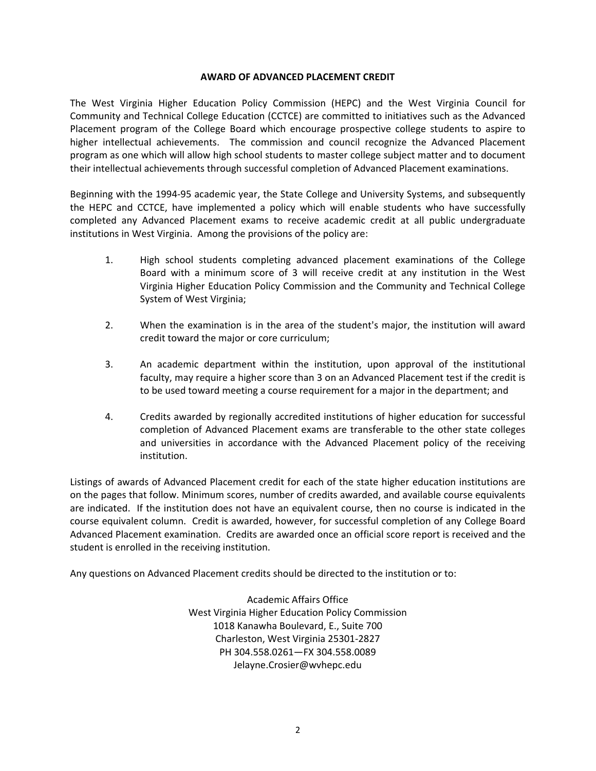# AWARD OF ADVANCED PLACEMENT CREDIT

The West Virginia Higher Education Policy Commission (HEPC) and the West Virginia Council for Community and Technical College Education (CCTCE) are committed to initiatives such as the Advanced Placement program of the College Board which encourage prospective college students to aspire to higher intellectual achievements. The commission and council recognize the Advanced Placement program as one which will allow high school students to master college subject matter and to document their intellectual achievements through successful completion of Advanced Placement examinations.

Beginning with the 1994-95 academic year, the State College and University Systems, and subsequently the HEPC and CCTCE, have implemented a policy which will enable students who have successfully completed any Advanced Placement exams to receive academic credit at all public undergraduate institutions in West Virginia. Among the provisions of the policy are:

1. High school students completing advanced placement examinations of the College Board with a minimum score of 3 will receive credit at any institution in the West Virginia Higher Education Policy Commission and the Community and Technical College System of West Virginia;

2. When the examination is in the area of the student's major, the institution will award credit toward the major or core curriculum;

3. An academic department within the institution, upon approval of the institutional faculty, may require a higher score than 3 on an Advanced Placement test if the credit is to be used toward meeting a course requirement for a major in the department; and

4. Credits awarded by regionally accredited institutions of higher education for successful completion of Advanced Placement exams are transferable to the other state colleges and universities in accordance with the Advanced Placement policy of the receiving institution.

Listings of awards of Advanced Placement credit for each of the state higher education institutions are on the pages that follow. Minimum scores, number of credits awarded, and available course equivalents are indicated. If the institution does not have an equivalent course, then no course is indicated in the course equivalent column. Credit is awarded, however, for successful completion of any College Board Advanced Placement examination. Credits are awarded once an official score report is received and the student is enrolled in the receiving institution.

Any questions on Advanced Placement credits should be directed to the institution or to:

Academic Affairs Office
West Virginia Higher Education Policy Commission
1018 Kanawha Boulevard, E., Suite 700
Charleston, West Virginia 25301-2827
PH 304.558.0261—FX 304.558.0089
Jelayne.Crosier@wvhepc.edu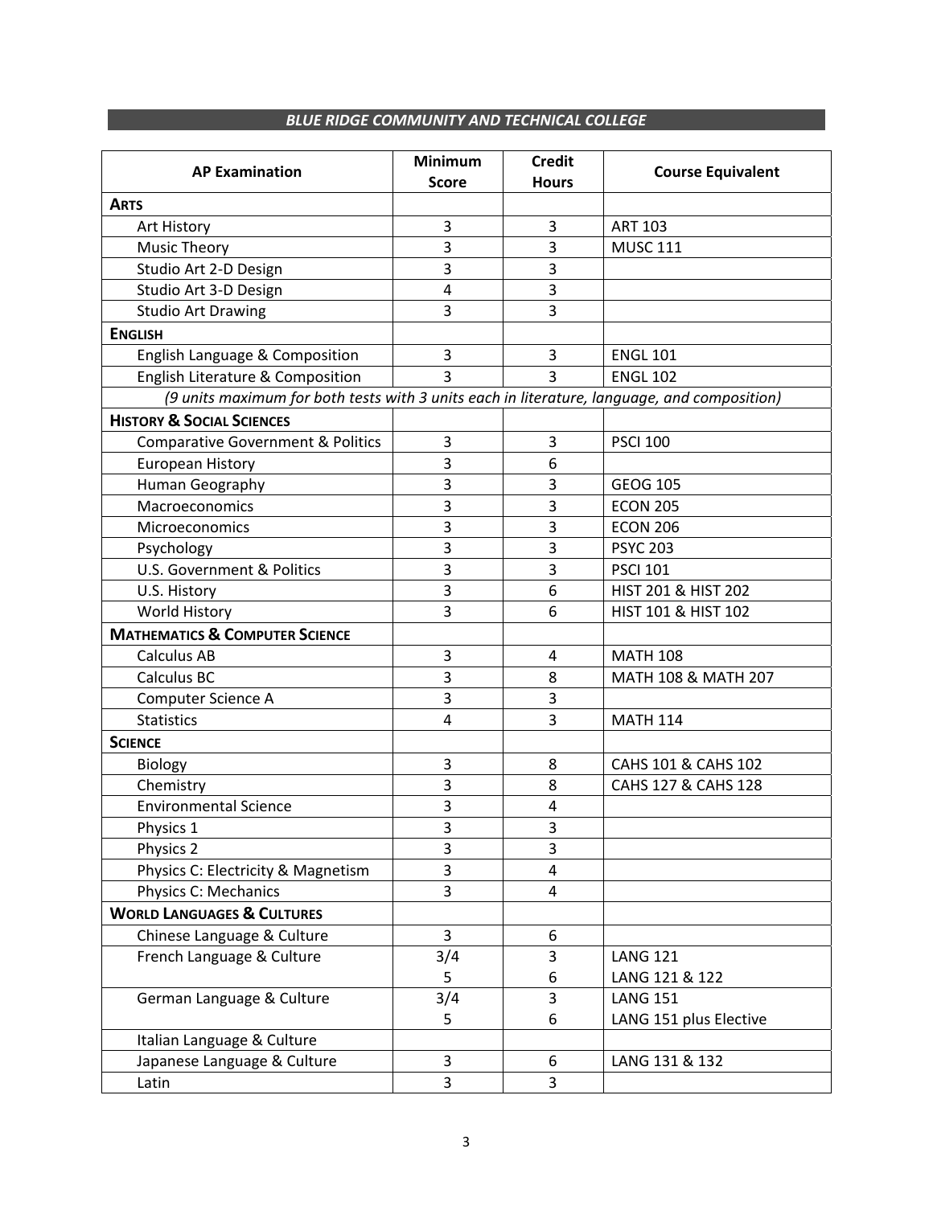## *BLUE RIDGE COMMUNITY AND TECHNICAL COLLEGE*

| AP Examination | Minimum Score | Credit Hours | Course Equivalent |
|---|---|---|---|
| **ARTS** | | | |
| Art History | 3 | 3 | ART 103 |
| Music Theory | 3 | 3 | MUSC 111 |
| Studio Art 2-D Design | 3 | 3 | |
| Studio Art 3-D Design | 4 | 3 | |
| Studio Art Drawing | 3 | 3 | |
| **ENGLISH** | | | |
| English Language & Composition | 3 | 3 | ENGL 101 |
| English Literature & Composition | 3 | 3 | ENGL 102 |
| *(9 units maximum for both tests with 3 units each in literature, language, and composition)* | | | |
| **HISTORY & SOCIAL SCIENCES** | | | |
| Comparative Government & Politics | 3 | 3 | PSCI 100 |
| European History | 3 | 6 | |
| Human Geography | 3 | 3 | GEOG 105 |
| Macroeconomics | 3 | 3 | ECON 205 |
| Microeconomics | 3 | 3 | ECON 206 |
| Psychology | 3 | 3 | PSYC 203 |
| U.S. Government & Politics | 3 | 3 | PSCI 101 |
| U.S. History | 3 | 6 | HIST 201 & HIST 202 |
| World History | 3 | 6 | HIST 101 & HIST 102 |
| **MATHEMATICS & COMPUTER SCIENCE** | | | |
| Calculus AB | 3 | 4 | MATH 108 |
| Calculus BC | 3 | 8 | MATH 108 & MATH 207 |
| Computer Science A | 3 | 3 | |
| Statistics | 4 | 3 | MATH 114 |
| **SCIENCE** | | | |
| Biology | 3 | 8 | CAHS 101 & CAHS 102 |
| Chemistry | 3 | 8 | CAHS 127 & CAHS 128 |
| Environmental Science | 3 | 4 | |
| Physics 1 | 3 | 3 | |
| Physics 2 | 3 | 3 | |
| Physics C: Electricity & Magnetism | 3 | 4 | |
| Physics C: Mechanics | 3 | 4 | |
| **WORLD LANGUAGES & CULTURES** | | | |
| Chinese Language & Culture | 3 | 6 | |
| French Language & Culture | 3/4 | 3 | LANG 121 |
| | 5 | 6 | LANG 121 & 122 |
| German Language & Culture | 3/4 | 3 | LANG 151 |
| | 5 | 6 | LANG 151 plus Elective |
| Italian Language & Culture | | | |
| Japanese Language & Culture | 3 | 6 | LANG 131 & 132 |
| Latin | 3 | 3 | |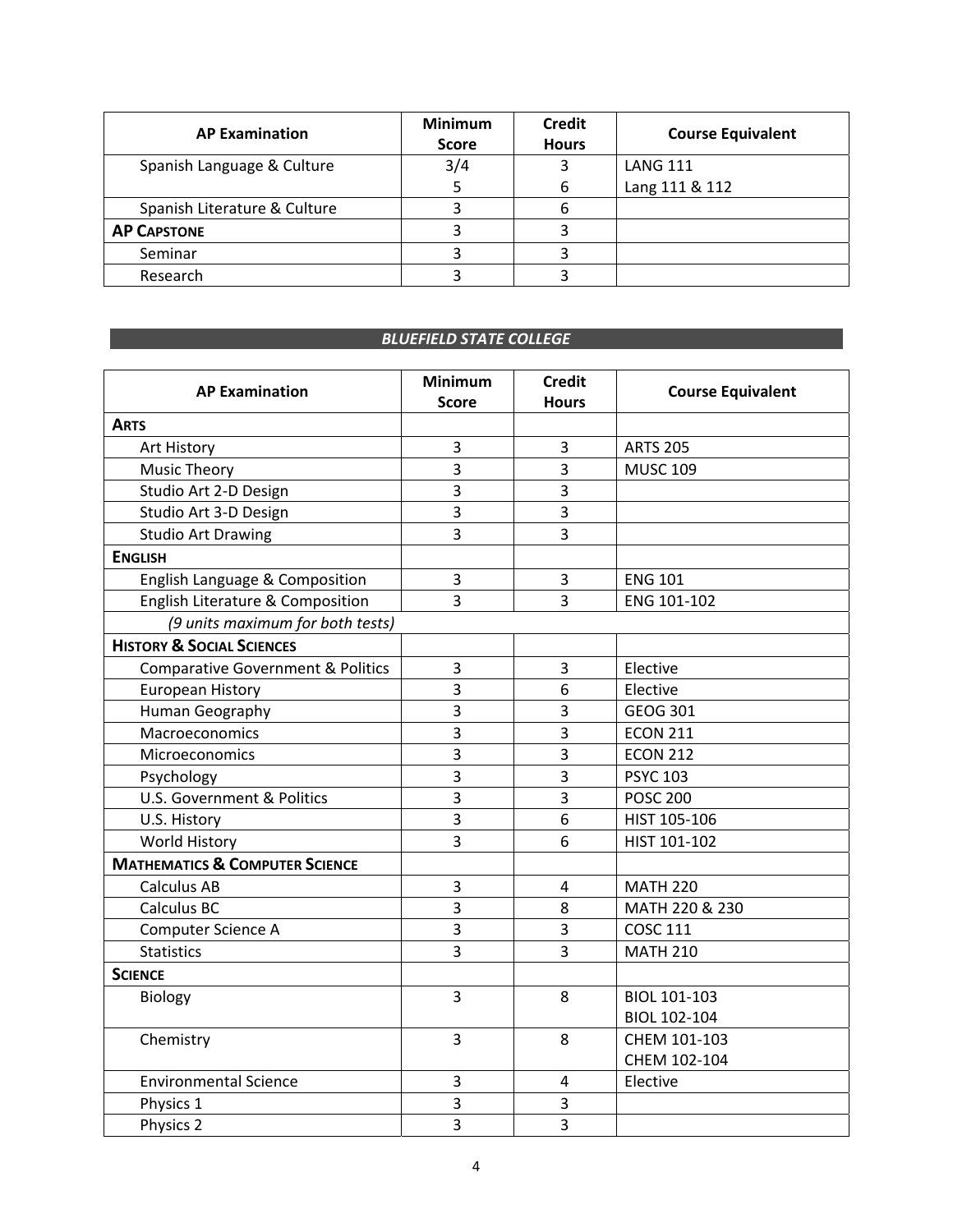| AP Examination | Minimum Score | Credit Hours | Course Equivalent |
|---|---|---|---|
| Spanish Language & Culture | 3/4<br>5 | 3<br>6 | LANG 111<br>Lang 111 & 112 |
| Spanish Literature & Culture | 3 | 6 | |
| **AP CAPSTONE** | 3 | 3 | |
| Seminar | 3 | 3 | |
| Research | 3 | 3 | |

## *BLUEFIELD STATE COLLEGE*

| AP Examination | Minimum Score | Credit Hours | Course Equivalent |
|---|---|---|---|
| **ARTS** | | | |
| Art History | 3 | 3 | ARTS 205 |
| Music Theory | 3 | 3 | MUSC 109 |
| Studio Art 2-D Design | 3 | 3 | |
| Studio Art 3-D Design | 3 | 3 | |
| Studio Art Drawing | 3 | 3 | |
| **ENGLISH** | | | |
| English Language & Composition | 3 | 3 | ENG 101 |
| English Literature & Composition | 3 | 3 | ENG 101-102 |
| *(9 units maximum for both tests)* | | | |
| **HISTORY & SOCIAL SCIENCES** | | | |
| Comparative Government & Politics | 3 | 3 | Elective |
| European History | 3 | 6 | Elective |
| Human Geography | 3 | 3 | GEOG 301 |
| Macroeconomics | 3 | 3 | ECON 211 |
| Microeconomics | 3 | 3 | ECON 212 |
| Psychology | 3 | 3 | PSYC 103 |
| U.S. Government & Politics | 3 | 3 | POSC 200 |
| U.S. History | 3 | 6 | HIST 105-106 |
| World History | 3 | 6 | HIST 101-102 |
| **MATHEMATICS & COMPUTER SCIENCE** | | | |
| Calculus AB | 3 | 4 | MATH 220 |
| Calculus BC | 3 | 8 | MATH 220 & 230 |
| Computer Science A | 3 | 3 | COSC 111 |
| Statistics | 3 | 3 | MATH 210 |
| **SCIENCE** | | | |
| Biology | 3 | 8 | BIOL 101-103<br>BIOL 102-104 |
| Chemistry | 3 | 8 | CHEM 101-103<br>CHEM 102-104 |
| Environmental Science | 3 | 4 | Elective |
| Physics 1 | 3 | 3 | |
| Physics 2 | 3 | 3 | |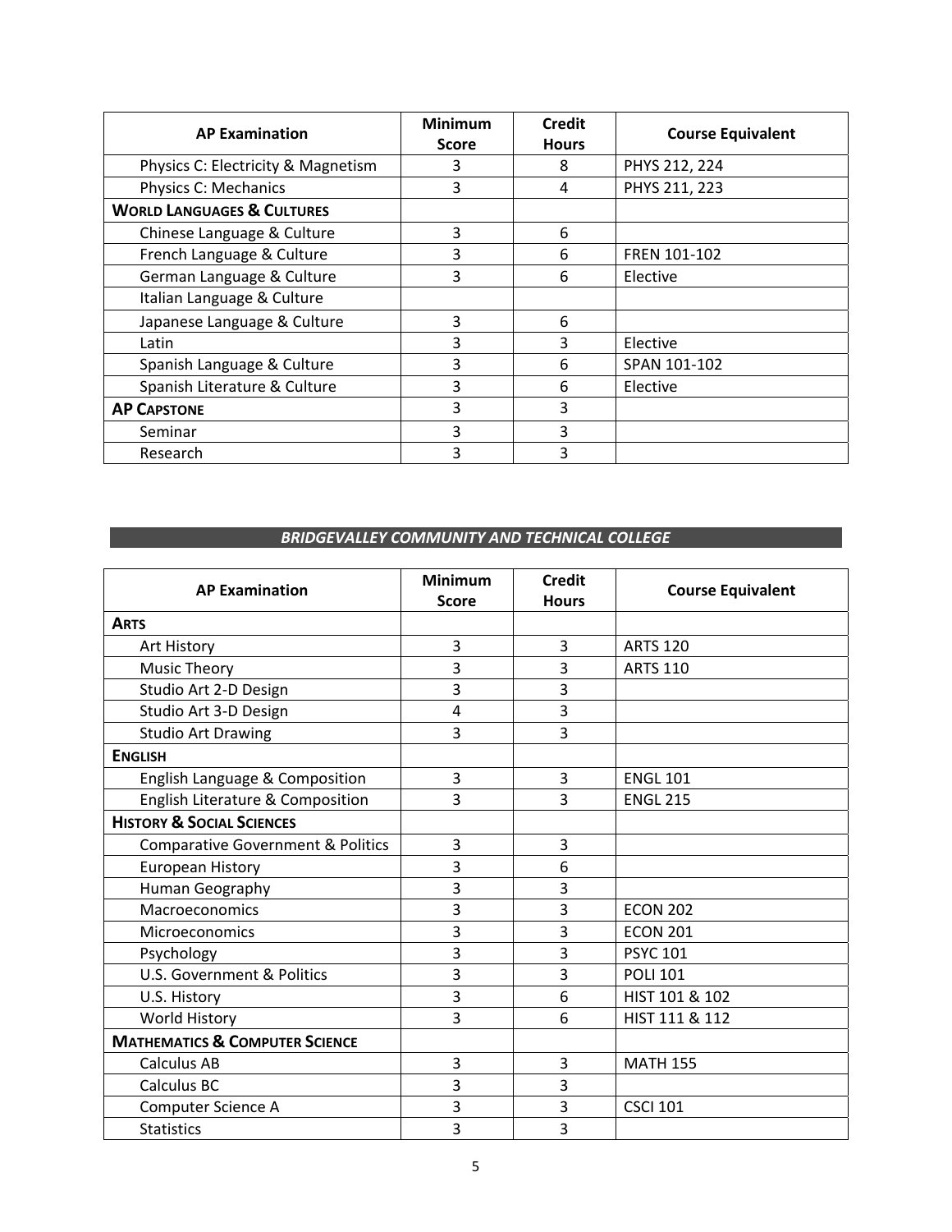| AP Examination | Minimum Score | Credit Hours | Course Equivalent |
|---|---|---|---|
| Physics C: Electricity & Magnetism | 3 | 8 | PHYS 212, 224 |
| Physics C: Mechanics | 3 | 4 | PHYS 211, 223 |
| **WORLD LANGUAGES & CULTURES** | | | |
| Chinese Language & Culture | 3 | 6 | |
| French Language & Culture | 3 | 6 | FREN 101-102 |
| German Language & Culture | 3 | 6 | Elective |
| Italian Language & Culture | | | |
| Japanese Language & Culture | 3 | 6 | |
| Latin | 3 | 3 | Elective |
| Spanish Language & Culture | 3 | 6 | SPAN 101-102 |
| Spanish Literature & Culture | 3 | 6 | Elective |
| **AP CAPSTONE** | 3 | 3 | |
| Seminar | 3 | 3 | |
| Research | 3 | 3 | |

## *BRIDGEVALLEY COMMUNITY AND TECHNICAL COLLEGE*

| AP Examination | Minimum Score | Credit Hours | Course Equivalent |
|---|---|---|---|
| **ARTS** | | | |
| Art History | 3 | 3 | ARTS 120 |
| Music Theory | 3 | 3 | ARTS 110 |
| Studio Art 2-D Design | 3 | 3 | |
| Studio Art 3-D Design | 4 | 3 | |
| Studio Art Drawing | 3 | 3 | |
| **ENGLISH** | | | |
| English Language & Composition | 3 | 3 | ENGL 101 |
| English Literature & Composition | 3 | 3 | ENGL 215 |
| **HISTORY & SOCIAL SCIENCES** | | | |
| Comparative Government & Politics | 3 | 3 | |
| European History | 3 | 6 | |
| Human Geography | 3 | 3 | |
| Macroeconomics | 3 | 3 | ECON 202 |
| Microeconomics | 3 | 3 | ECON 201 |
| Psychology | 3 | 3 | PSYC 101 |
| U.S. Government & Politics | 3 | 3 | POLI 101 |
| U.S. History | 3 | 6 | HIST 101 & 102 |
| World History | 3 | 6 | HIST 111 & 112 |
| **MATHEMATICS & COMPUTER SCIENCE** | | | |
| Calculus AB | 3 | 3 | MATH 155 |
| Calculus BC | 3 | 3 | |
| Computer Science A | 3 | 3 | CSCI 101 |
| Statistics | 3 | 3 | |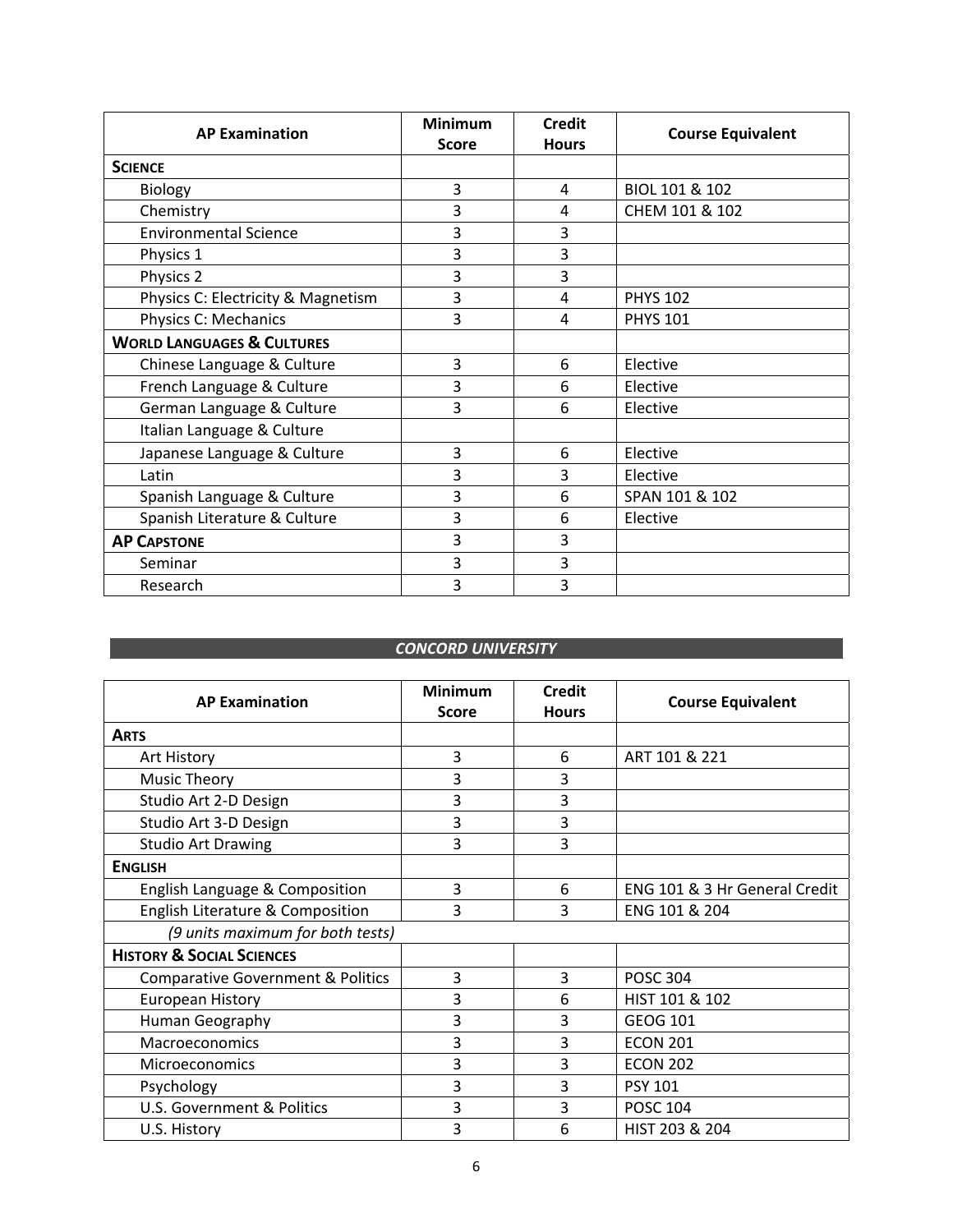| AP Examination | Minimum Score | Credit Hours | Course Equivalent |
|---|---|---|---|
| **SCIENCE** | | | |
| Biology | 3 | 4 | BIOL 101 & 102 |
| Chemistry | 3 | 4 | CHEM 101 & 102 |
| Environmental Science | 3 | 3 | |
| Physics 1 | 3 | 3 | |
| Physics 2 | 3 | 3 | |
| Physics C: Electricity & Magnetism | 3 | 4 | PHYS 102 |
| Physics C: Mechanics | 3 | 4 | PHYS 101 |
| **WORLD LANGUAGES & CULTURES** | | | |
| Chinese Language & Culture | 3 | 6 | Elective |
| French Language & Culture | 3 | 6 | Elective |
| German Language & Culture | 3 | 6 | Elective |
| Italian Language & Culture | | | |
| Japanese Language & Culture | 3 | 6 | Elective |
| Latin | 3 | 3 | Elective |
| Spanish Language & Culture | 3 | 6 | SPAN 101 & 102 |
| Spanish Literature & Culture | 3 | 6 | Elective |
| **AP CAPSTONE** | 3 | 3 | |
| Seminar | 3 | 3 | |
| Research | 3 | 3 | |

## *CONCORD UNIVERSITY*

| AP Examination | Minimum Score | Credit Hours | Course Equivalent |
|---|---|---|---|
| **ARTS** | | | |
| Art History | 3 | 6 | ART 101 & 221 |
| Music Theory | 3 | 3 | |
| Studio Art 2-D Design | 3 | 3 | |
| Studio Art 3-D Design | 3 | 3 | |
| Studio Art Drawing | 3 | 3 | |
| **ENGLISH** | | | |
| English Language & Composition | 3 | 6 | ENG 101 & 3 Hr General Credit |
| English Literature & Composition | 3 | 3 | ENG 101 & 204 |
| *(9 units maximum for both tests)* | | | |
| **HISTORY & SOCIAL SCIENCES** | | | |
| Comparative Government & Politics | 3 | 3 | POSC 304 |
| European History | 3 | 6 | HIST 101 & 102 |
| Human Geography | 3 | 3 | GEOG 101 |
| Macroeconomics | 3 | 3 | ECON 201 |
| Microeconomics | 3 | 3 | ECON 202 |
| Psychology | 3 | 3 | PSY 101 |
| U.S. Government & Politics | 3 | 3 | POSC 104 |
| U.S. History | 3 | 6 | HIST 203 & 204 |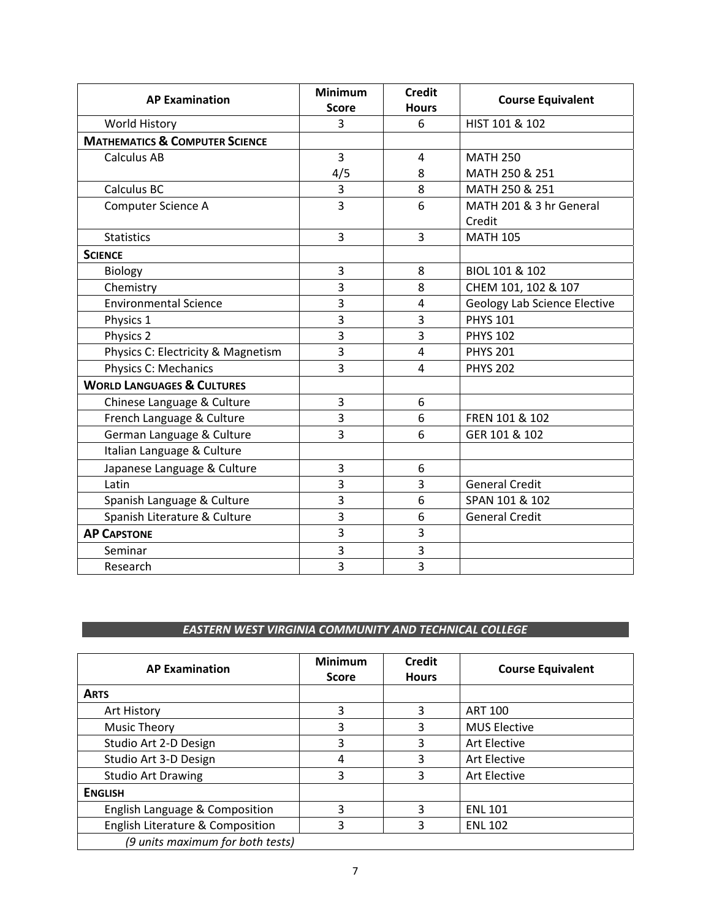| AP Examination | Minimum Score | Credit Hours | Course Equivalent |
|---|---|---|---|
| World History | 3 | 6 | HIST 101 & 102 |
| **MATHEMATICS & COMPUTER SCIENCE** | | | |
| Calculus AB | 3<br>4/5 | 4<br>8 | MATH 250<br>MATH 250 & 251 |
| Calculus BC | 3 | 8 | MATH 250 & 251 |
| Computer Science A | 3 | 6 | MATH 201 & 3 hr General Credit |
| Statistics | 3 | 3 | MATH 105 |
| **SCIENCE** | | | |
| Biology | 3 | 8 | BIOL 101 & 102 |
| Chemistry | 3 | 8 | CHEM 101, 102 & 107 |
| Environmental Science | 3 | 4 | Geology Lab Science Elective |
| Physics 1 | 3 | 3 | PHYS 101 |
| Physics 2 | 3 | 3 | PHYS 102 |
| Physics C: Electricity & Magnetism | 3 | 4 | PHYS 201 |
| Physics C: Mechanics | 3 | 4 | PHYS 202 |
| **WORLD LANGUAGES & CULTURES** | | | |
| Chinese Language & Culture | 3 | 6 | |
| French Language & Culture | 3 | 6 | FREN 101 & 102 |
| German Language & Culture | 3 | 6 | GER 101 & 102 |
| Italian Language & Culture | | | |
| Japanese Language & Culture | 3 | 6 | |
| Latin | 3 | 3 | General Credit |
| Spanish Language & Culture | 3 | 6 | SPAN 101 & 102 |
| Spanish Literature & Culture | 3 | 6 | General Credit |
| **AP CAPSTONE** | 3 | 3 | |
| Seminar | 3 | 3 | |
| Research | 3 | 3 | |

## EASTERN WEST VIRGINIA COMMUNITY AND TECHNICAL COLLEGE

| AP Examination | Minimum Score | Credit Hours | Course Equivalent |
|---|---|---|---|
| **ARTS** | | | |
| Art History | 3 | 3 | ART 100 |
| Music Theory | 3 | 3 | MUS Elective |
| Studio Art 2-D Design | 3 | 3 | Art Elective |
| Studio Art 3-D Design | 4 | 3 | Art Elective |
| Studio Art Drawing | 3 | 3 | Art Elective |
| **ENGLISH** | | | |
| English Language & Composition | 3 | 3 | ENL 101 |
| English Literature & Composition | 3 | 3 | ENL 102 |
| *(9 units maximum for both tests)* | | | |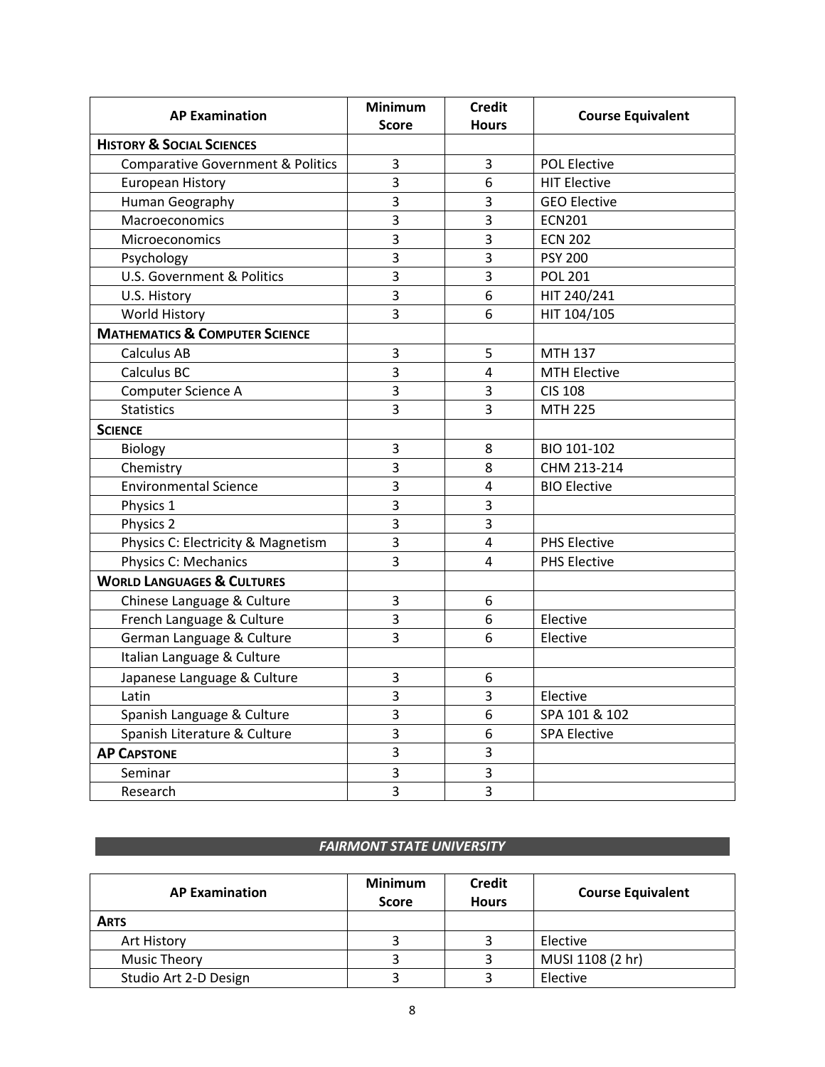| AP Examination | Minimum Score | Credit Hours | Course Equivalent |
|---|---|---|---|
| **HISTORY & SOCIAL SCIENCES** | | | |
| Comparative Government & Politics | 3 | 3 | POL Elective |
| European History | 3 | 6 | HIT Elective |
| Human Geography | 3 | 3 | GEO Elective |
| Macroeconomics | 3 | 3 | ECN201 |
| Microeconomics | 3 | 3 | ECN 202 |
| Psychology | 3 | 3 | PSY 200 |
| U.S. Government & Politics | 3 | 3 | POL 201 |
| U.S. History | 3 | 6 | HIT 240/241 |
| World History | 3 | 6 | HIT 104/105 |
| **MATHEMATICS & COMPUTER SCIENCE** | | | |
| Calculus AB | 3 | 5 | MTH 137 |
| Calculus BC | 3 | 4 | MTH Elective |
| Computer Science A | 3 | 3 | CIS 108 |
| Statistics | 3 | 3 | MTH 225 |
| **SCIENCE** | | | |
| Biology | 3 | 8 | BIO 101-102 |
| Chemistry | 3 | 8 | CHM 213-214 |
| Environmental Science | 3 | 4 | BIO Elective |
| Physics 1 | 3 | 3 | |
| Physics 2 | 3 | 3 | |
| Physics C: Electricity & Magnetism | 3 | 4 | PHS Elective |
| Physics C: Mechanics | 3 | 4 | PHS Elective |
| **WORLD LANGUAGES & CULTURES** | | | |
| Chinese Language & Culture | 3 | 6 | |
| French Language & Culture | 3 | 6 | Elective |
| German Language & Culture | 3 | 6 | Elective |
| Italian Language & Culture | | | |
| Japanese Language & Culture | 3 | 6 | |
| Latin | 3 | 3 | Elective |
| Spanish Language & Culture | 3 | 6 | SPA 101 & 102 |
| Spanish Literature & Culture | 3 | 6 | SPA Elective |
| **AP CAPSTONE** | 3 | 3 | |
| Seminar | 3 | 3 | |
| Research | 3 | 3 | |

## *FAIRMONT STATE UNIVERSITY*

| AP Examination | Minimum Score | Credit Hours | Course Equivalent |
|---|---|---|---|
| **ARTS** | | | |
| Art History | 3 | 3 | Elective |
| Music Theory | 3 | 3 | MUSI 1108 (2 hr) |
| Studio Art 2-D Design | 3 | 3 | Elective |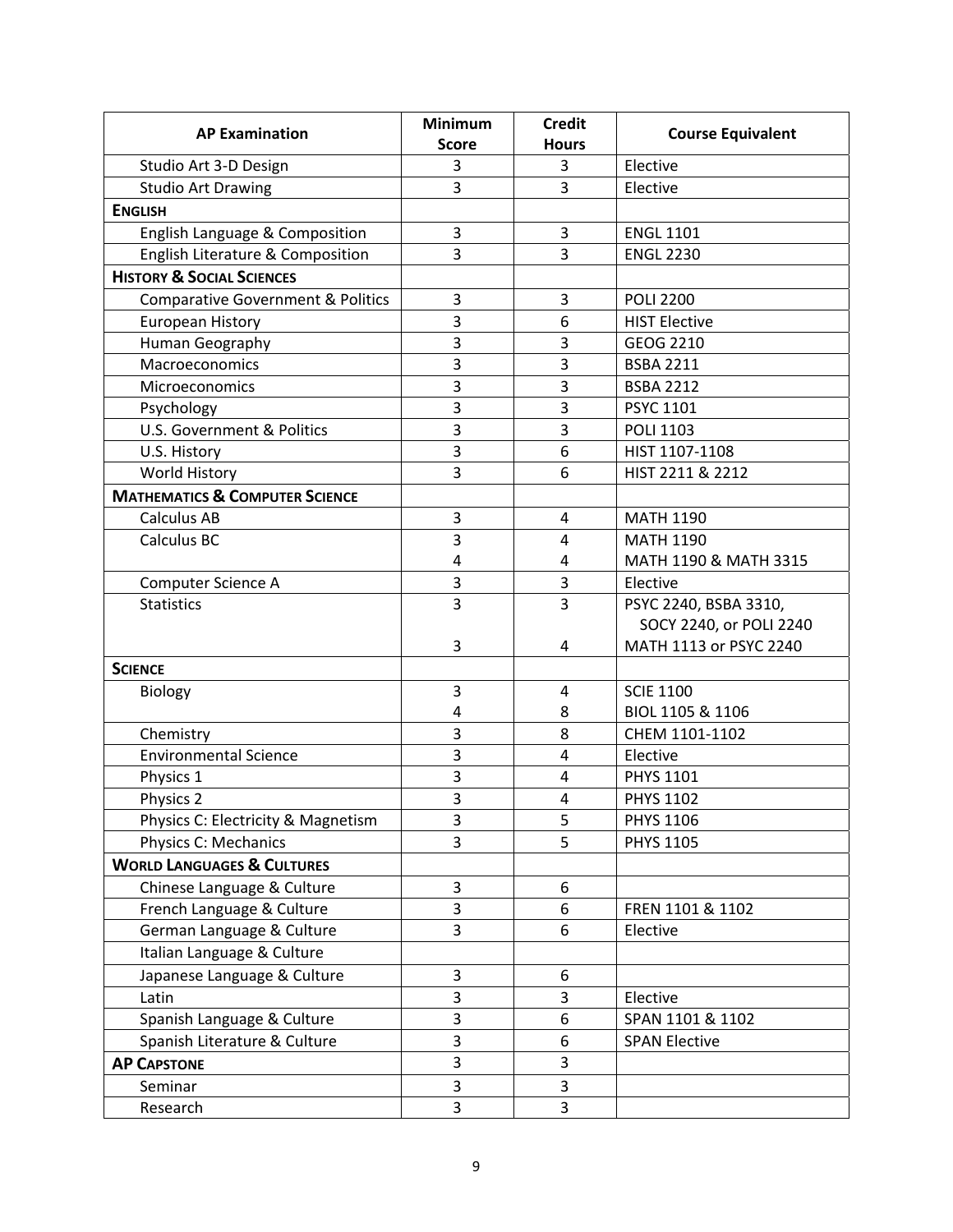| AP Examination | Minimum Score | Credit Hours | Course Equivalent |
|---|---|---|---|
| Studio Art 3-D Design | 3 | 3 | Elective |
| Studio Art Drawing | 3 | 3 | Elective |
| **ENGLISH** | | | |
| English Language & Composition | 3 | 3 | ENGL 1101 |
| English Literature & Composition | 3 | 3 | ENGL 2230 |
| **HISTORY & SOCIAL SCIENCES** | | | |
| Comparative Government & Politics | 3 | 3 | POLI 2200 |
| European History | 3 | 6 | HIST Elective |
| Human Geography | 3 | 3 | GEOG 2210 |
| Macroeconomics | 3 | 3 | BSBA 2211 |
| Microeconomics | 3 | 3 | BSBA 2212 |
| Psychology | 3 | 3 | PSYC 1101 |
| U.S. Government & Politics | 3 | 3 | POLI 1103 |
| U.S. History | 3 | 6 | HIST 1107-1108 |
| World History | 3 | 6 | HIST 2211 & 2212 |
| **MATHEMATICS & COMPUTER SCIENCE** | | | |
| Calculus AB | 3 | 4 | MATH 1190 |
| Calculus BC | 3 | 4 | MATH 1190 |
| | 4 | 4 | MATH 1190 & MATH 3315 |
| Computer Science A | 3 | 3 | Elective |
| Statistics | 3 | 3 | PSYC 2240, BSBA 3310, SOCY 2240, or POLI 2240 |
| | 3 | 4 | MATH 1113 or PSYC 2240 |
| **SCIENCE** | | | |
| Biology | 3 | 4 | SCIE 1100 |
| | 4 | 8 | BIOL 1105 & 1106 |
| Chemistry | 3 | 8 | CHEM 1101-1102 |
| Environmental Science | 3 | 4 | Elective |
| Physics 1 | 3 | 4 | PHYS 1101 |
| Physics 2 | 3 | 4 | PHYS 1102 |
| Physics C: Electricity & Magnetism | 3 | 5 | PHYS 1106 |
| Physics C: Mechanics | 3 | 5 | PHYS 1105 |
| **WORLD LANGUAGES & CULTURES** | | | |
| Chinese Language & Culture | 3 | 6 | |
| French Language & Culture | 3 | 6 | FREN 1101 & 1102 |
| German Language & Culture | 3 | 6 | Elective |
| Italian Language & Culture | | | |
| Japanese Language & Culture | 3 | 6 | |
| Latin | 3 | 3 | Elective |
| Spanish Language & Culture | 3 | 6 | SPAN 1101 & 1102 |
| Spanish Literature & Culture | 3 | 6 | SPAN Elective |
| **AP CAPSTONE** | 3 | 3 | |
| Seminar | 3 | 3 | |
| Research | 3 | 3 | |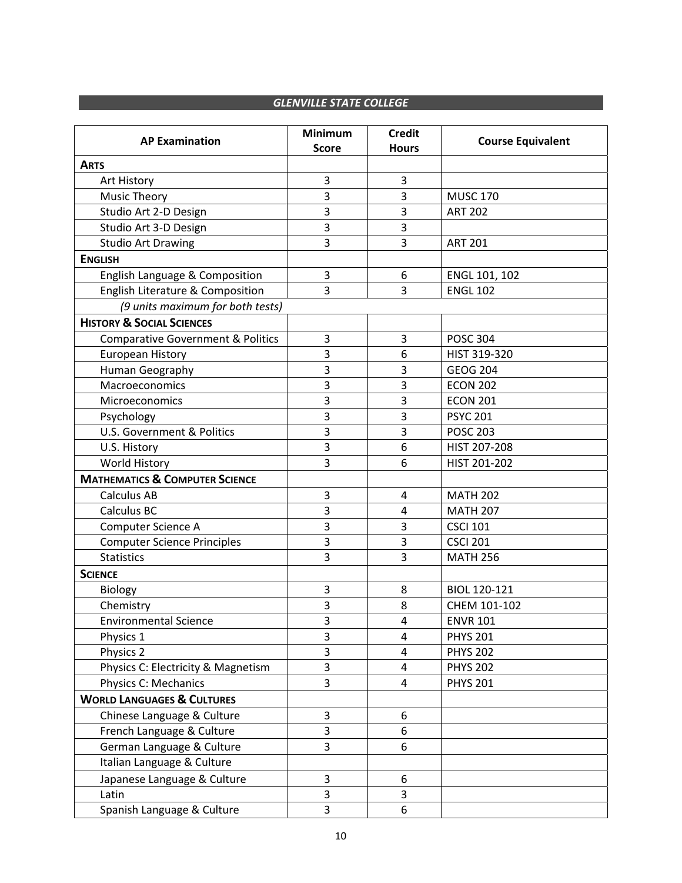## GLENVILLE STATE COLLEGE

| AP Examination | Minimum Score | Credit Hours | Course Equivalent |
|---|---|---|---|
| **ARTS** | | | |
| Art History | 3 | 3 | |
| Music Theory | 3 | 3 | MUSC 170 |
| Studio Art 2-D Design | 3 | 3 | ART 202 |
| Studio Art 3-D Design | 3 | 3 | |
| Studio Art Drawing | 3 | 3 | ART 201 |
| **ENGLISH** | | | |
| English Language & Composition | 3 | 6 | ENGL 101, 102 |
| English Literature & Composition | 3 | 3 | ENGL 102 |
| *(9 units maximum for both tests)* | | | |
| **HISTORY & SOCIAL SCIENCES** | | | |
| Comparative Government & Politics | 3 | 3 | POSC 304 |
| European History | 3 | 6 | HIST 319-320 |
| Human Geography | 3 | 3 | GEOG 204 |
| Macroeconomics | 3 | 3 | ECON 202 |
| Microeconomics | 3 | 3 | ECON 201 |
| Psychology | 3 | 3 | PSYC 201 |
| U.S. Government & Politics | 3 | 3 | POSC 203 |
| U.S. History | 3 | 6 | HIST 207-208 |
| World History | 3 | 6 | HIST 201-202 |
| **MATHEMATICS & COMPUTER SCIENCE** | | | |
| Calculus AB | 3 | 4 | MATH 202 |
| Calculus BC | 3 | 4 | MATH 207 |
| Computer Science A | 3 | 3 | CSCI 101 |
| Computer Science Principles | 3 | 3 | CSCI 201 |
| Statistics | 3 | 3 | MATH 256 |
| **SCIENCE** | | | |
| Biology | 3 | 8 | BIOL 120-121 |
| Chemistry | 3 | 8 | CHEM 101-102 |
| Environmental Science | 3 | 4 | ENVR 101 |
| Physics 1 | 3 | 4 | PHYS 201 |
| Physics 2 | 3 | 4 | PHYS 202 |
| Physics C: Electricity & Magnetism | 3 | 4 | PHYS 202 |
| Physics C: Mechanics | 3 | 4 | PHYS 201 |
| **WORLD LANGUAGES & CULTURES** | | | |
| Chinese Language & Culture | 3 | 6 | |
| French Language & Culture | 3 | 6 | |
| German Language & Culture | 3 | 6 | |
| Italian Language & Culture | | | |
| Japanese Language & Culture | 3 | 6 | |
| Latin | 3 | 3 | |
| Spanish Language & Culture | 3 | 6 | |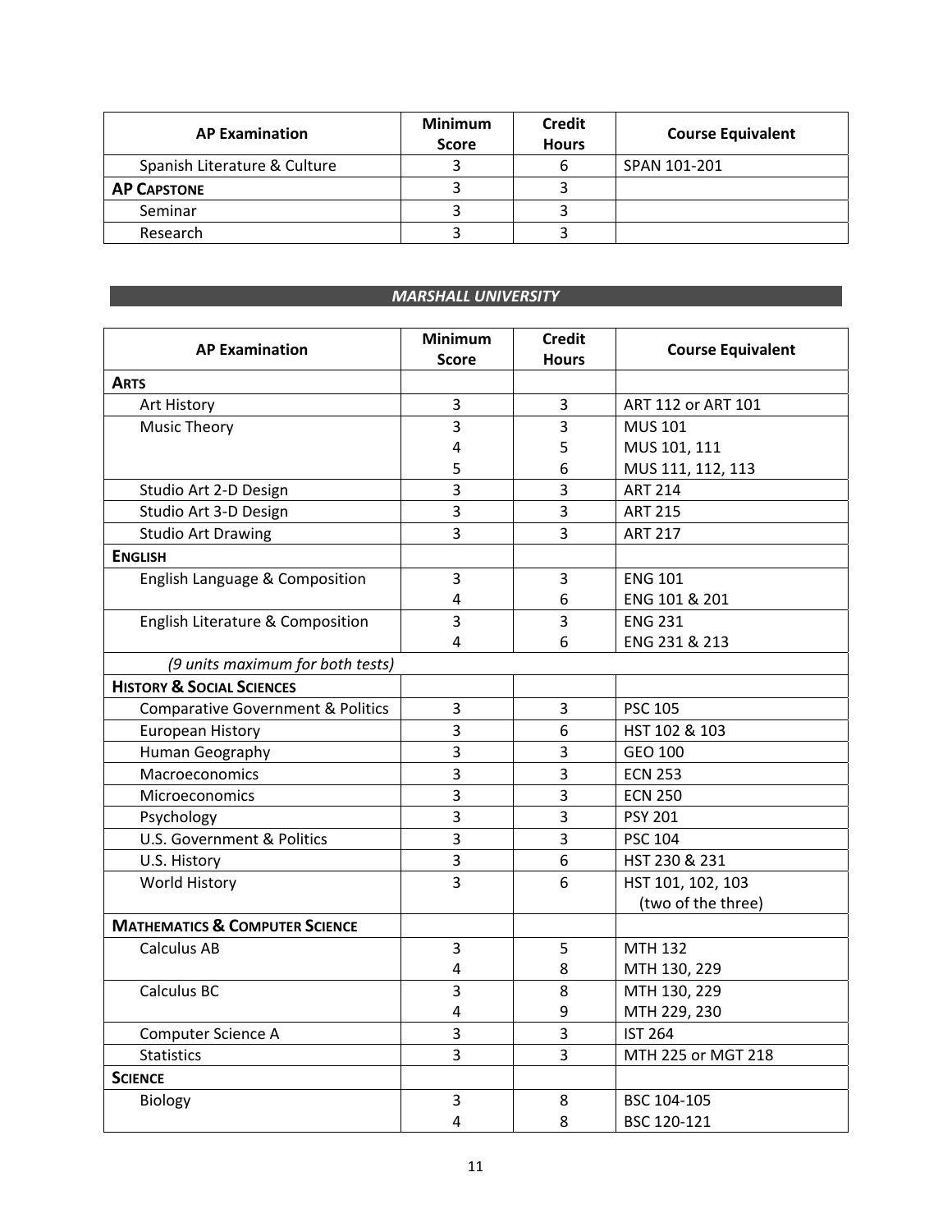| AP Examination | Minimum Score | Credit Hours | Course Equivalent |
|---|---|---|---|
| Spanish Literature & Culture | 3 | 6 | SPAN 101-201 |
| **AP Capstone** | 3 | 3 | |
| Seminar | 3 | 3 | |
| Research | 3 | 3 | |

## *MARSHALL UNIVERSITY*

| AP Examination | Minimum Score | Credit Hours | Course Equivalent |
|---|---|---|---|
| **Arts** | | | |
| Art History | 3 | 3 | ART 112 or ART 101 |
| Music Theory | 3 | 3 | MUS 101 |
| | 4 | 5 | MUS 101, 111 |
| | 5 | 6 | MUS 111, 112, 113 |
| Studio Art 2-D Design | 3 | 3 | ART 214 |
| Studio Art 3-D Design | 3 | 3 | ART 215 |
| Studio Art Drawing | 3 | 3 | ART 217 |
| **English** | | | |
| English Language & Composition | 3 | 3 | ENG 101 |
| | 4 | 6 | ENG 101 & 201 |
| English Literature & Composition | 3 | 3 | ENG 231 |
| | 4 | 6 | ENG 231 & 213 |
| *(9 units maximum for both tests)* | | | |
| **History & Social Sciences** | | | |
| Comparative Government & Politics | 3 | 3 | PSC 105 |
| European History | 3 | 6 | HST 102 & 103 |
| Human Geography | 3 | 3 | GEO 100 |
| Macroeconomics | 3 | 3 | ECN 253 |
| Microeconomics | 3 | 3 | ECN 250 |
| Psychology | 3 | 3 | PSY 201 |
| U.S. Government & Politics | 3 | 3 | PSC 104 |
| U.S. History | 3 | 6 | HST 230 & 231 |
| World History | 3 | 6 | HST 101, 102, 103 (two of the three) |
| **Mathematics & Computer Science** | | | |
| Calculus AB | 3 | 5 | MTH 132 |
| | 4 | 8 | MTH 130, 229 |
| Calculus BC | 3 | 8 | MTH 130, 229 |
| | 4 | 9 | MTH 229, 230 |
| Computer Science A | 3 | 3 | IST 264 |
| Statistics | 3 | 3 | MTH 225 or MGT 218 |
| **Science** | | | |
| Biology | 3 | 8 | BSC 104-105 |
| | 4 | 8 | BSC 120-121 |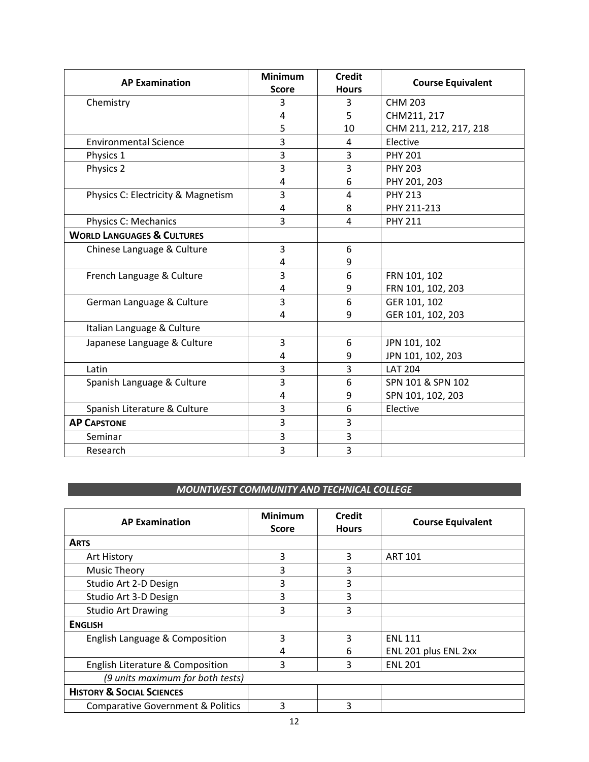| AP Examination | Minimum Score | Credit Hours | Course Equivalent |
|---|---|---|---|
| Chemistry | 3 | 3 | CHM 203 |
| | 4 | 5 | CHM211, 217 |
| | 5 | 10 | CHM 211, 212, 217, 218 |
| Environmental Science | 3 | 4 | Elective |
| Physics 1 | 3 | 3 | PHY 201 |
| Physics 2 | 3 | 3 | PHY 203 |
| | 4 | 6 | PHY 201, 203 |
| Physics C: Electricity & Magnetism | 3 | 4 | PHY 213 |
| | 4 | 8 | PHY 211-213 |
| Physics C: Mechanics | 3 | 4 | PHY 211 |
| **WORLD LANGUAGES & CULTURES** | | | |
| Chinese Language & Culture | 3 | 6 | |
| | 4 | 9 | |
| French Language & Culture | 3 | 6 | FRN 101, 102 |
| | 4 | 9 | FRN 101, 102, 203 |
| German Language & Culture | 3 | 6 | GER 101, 102 |
| | 4 | 9 | GER 101, 102, 203 |
| Italian Language & Culture | | | |
| Japanese Language & Culture | 3 | 6 | JPN 101, 102 |
| | 4 | 9 | JPN 101, 102, 203 |
| Latin | 3 | 3 | LAT 204 |
| Spanish Language & Culture | 3 | 6 | SPN 101 & SPN 102 |
| | 4 | 9 | SPN 101, 102, 203 |
| Spanish Literature & Culture | 3 | 6 | Elective |
| **AP CAPSTONE** | 3 | 3 | |
| Seminar | 3 | 3 | |
| Research | 3 | 3 | |

## *MOUNTWEST COMMUNITY AND TECHNICAL COLLEGE*

| AP Examination | Minimum Score | Credit Hours | Course Equivalent |
|---|---|---|---|
| **ARTS** | | | |
| Art History | 3 | 3 | ART 101 |
| Music Theory | 3 | 3 | |
| Studio Art 2-D Design | 3 | 3 | |
| Studio Art 3-D Design | 3 | 3 | |
| Studio Art Drawing | 3 | 3 | |
| **ENGLISH** | | | |
| English Language & Composition | 3 | 3 | ENL 111 |
| | 4 | 6 | ENL 201 plus ENL 2xx |
| English Literature & Composition | 3 | 3 | ENL 201 |
| *(9 units maximum for both tests)* | | | |
| **HISTORY & SOCIAL SCIENCES** | | | |
| Comparative Government & Politics | 3 | 3 | |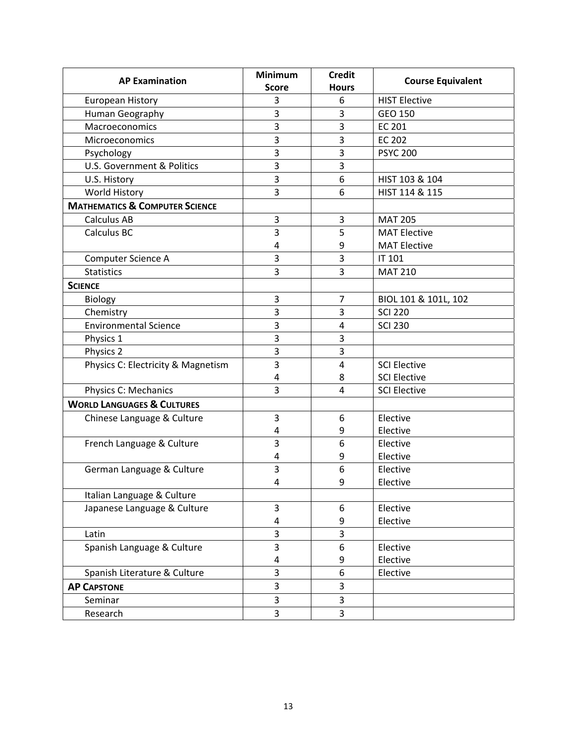| AP Examination | Minimum Score | Credit Hours | Course Equivalent |
|---|---|---|---|
| European History | 3 | 6 | HIST Elective |
| Human Geography | 3 | 3 | GEO 150 |
| Macroeconomics | 3 | 3 | EC 201 |
| Microeconomics | 3 | 3 | EC 202 |
| Psychology | 3 | 3 | PSYC 200 |
| U.S. Government & Politics | 3 | 3 | |
| U.S. History | 3 | 6 | HIST 103 & 104 |
| World History | 3 | 6 | HIST 114 & 115 |
| **MATHEMATICS & COMPUTER SCIENCE** | | | |
| Calculus AB | 3 | 3 | MAT 205 |
| Calculus BC | 3 | 5 | MAT Elective |
| | 4 | 9 | MAT Elective |
| Computer Science A | 3 | 3 | IT 101 |
| Statistics | 3 | 3 | MAT 210 |
| **SCIENCE** | | | |
| Biology | 3 | 7 | BIOL 101 & 101L, 102 |
| Chemistry | 3 | 3 | SCI 220 |
| Environmental Science | 3 | 4 | SCI 230 |
| Physics 1 | 3 | 3 | |
| Physics 2 | 3 | 3 | |
| Physics C: Electricity & Magnetism | 3 | 4 | SCI Elective |
| | 4 | 8 | SCI Elective |
| Physics C: Mechanics | 3 | 4 | SCI Elective |
| **WORLD LANGUAGES & CULTURES** | | | |
| Chinese Language & Culture | 3 | 6 | Elective |
| | 4 | 9 | Elective |
| French Language & Culture | 3 | 6 | Elective |
| | 4 | 9 | Elective |
| German Language & Culture | 3 | 6 | Elective |
| | 4 | 9 | Elective |
| Italian Language & Culture | | | |
| Japanese Language & Culture | 3 | 6 | Elective |
| | 4 | 9 | Elective |
| Latin | 3 | 3 | |
| Spanish Language & Culture | 3 | 6 | Elective |
| | 4 | 9 | Elective |
| Spanish Literature & Culture | 3 | 6 | Elective |
| **AP CAPSTONE** | 3 | 3 | |
| Seminar | 3 | 3 | |
| Research | 3 | 3 | |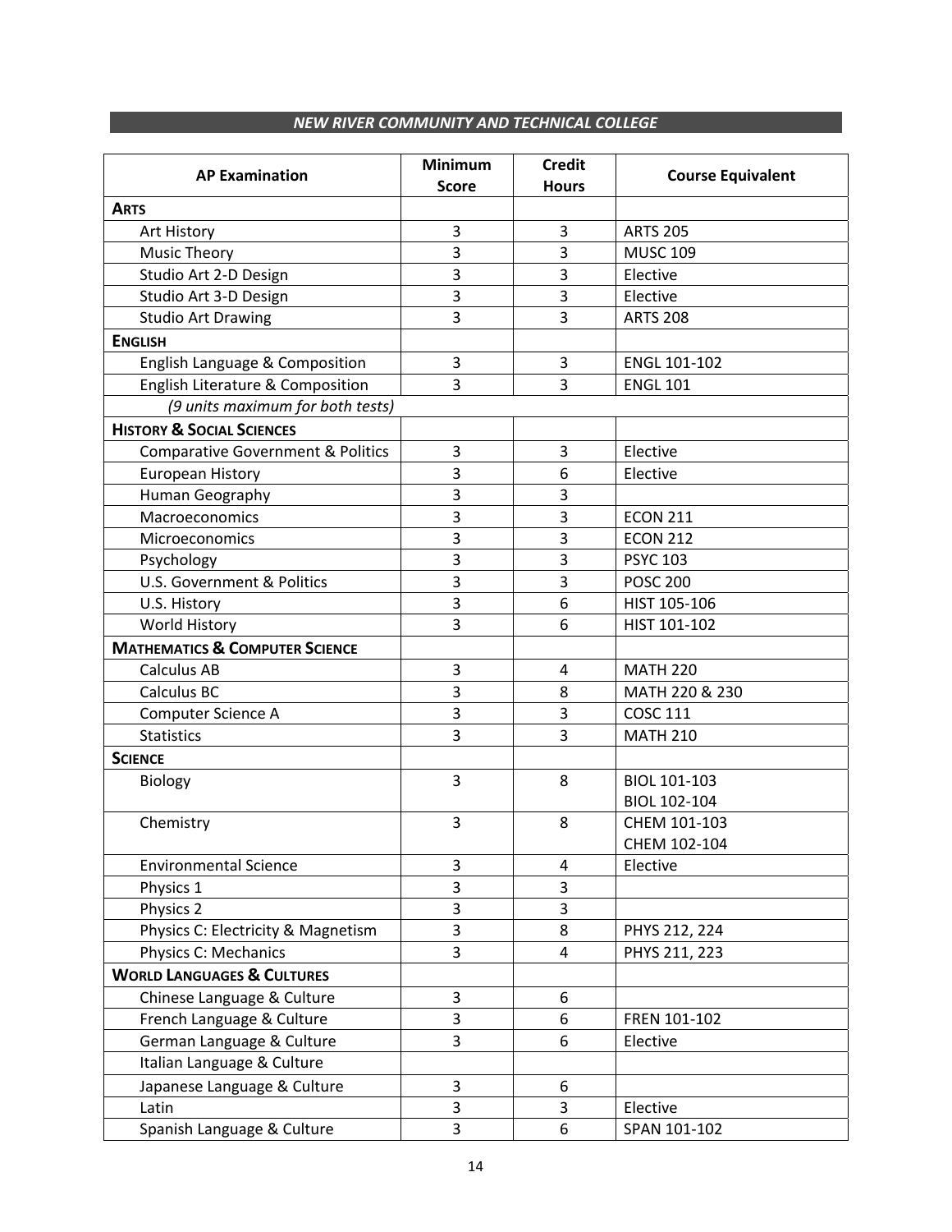## *NEW RIVER COMMUNITY AND TECHNICAL COLLEGE*

| AP Examination | Minimum Score | Credit Hours | Course Equivalent |
|---|---|---|---|
| **ARTS** | | | |
| Art History | 3 | 3 | ARTS 205 |
| Music Theory | 3 | 3 | MUSC 109 |
| Studio Art 2-D Design | 3 | 3 | Elective |
| Studio Art 3-D Design | 3 | 3 | Elective |
| Studio Art Drawing | 3 | 3 | ARTS 208 |
| **ENGLISH** | | | |
| English Language & Composition | 3 | 3 | ENGL 101-102 |
| English Literature & Composition | 3 | 3 | ENGL 101 |
| *(9 units maximum for both tests)* | | | |
| **HISTORY & SOCIAL SCIENCES** | | | |
| Comparative Government & Politics | 3 | 3 | Elective |
| European History | 3 | 6 | Elective |
| Human Geography | 3 | 3 | |
| Macroeconomics | 3 | 3 | ECON 211 |
| Microeconomics | 3 | 3 | ECON 212 |
| Psychology | 3 | 3 | PSYC 103 |
| U.S. Government & Politics | 3 | 3 | POSC 200 |
| U.S. History | 3 | 6 | HIST 105-106 |
| World History | 3 | 6 | HIST 101-102 |
| **MATHEMATICS & COMPUTER SCIENCE** | | | |
| Calculus AB | 3 | 4 | MATH 220 |
| Calculus BC | 3 | 8 | MATH 220 & 230 |
| Computer Science A | 3 | 3 | COSC 111 |
| Statistics | 3 | 3 | MATH 210 |
| **SCIENCE** | | | |
| Biology | 3 | 8 | BIOL 101-103<br>BIOL 102-104 |
| Chemistry | 3 | 8 | CHEM 101-103<br>CHEM 102-104 |
| Environmental Science | 3 | 4 | Elective |
| Physics 1 | 3 | 3 | |
| Physics 2 | 3 | 3 | |
| Physics C: Electricity & Magnetism | 3 | 8 | PHYS 212, 224 |
| Physics C: Mechanics | 3 | 4 | PHYS 211, 223 |
| **WORLD LANGUAGES & CULTURES** | | | |
| Chinese Language & Culture | 3 | 6 | |
| French Language & Culture | 3 | 6 | FREN 101-102 |
| German Language & Culture | 3 | 6 | Elective |
| Italian Language & Culture | | | |
| Japanese Language & Culture | 3 | 6 | |
| Latin | 3 | 3 | Elective |
| Spanish Language & Culture | 3 | 6 | SPAN 101-102 |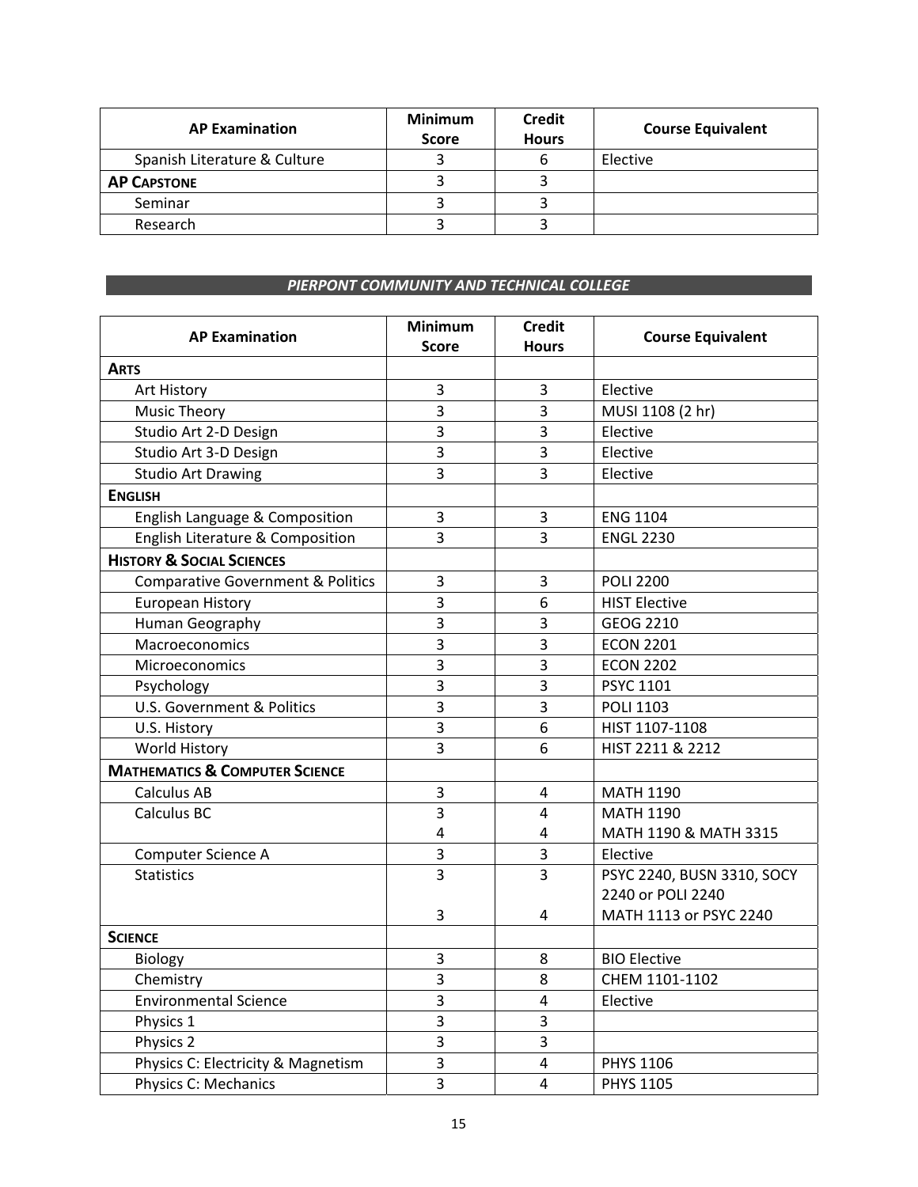| AP Examination | Minimum Score | Credit Hours | Course Equivalent |
|---|---|---|---|
| Spanish Literature & Culture | 3 | 6 | Elective |
| **AP CAPSTONE** | 3 | 3 | |
| Seminar | 3 | 3 | |
| Research | 3 | 3 | |

## *PIERPONT COMMUNITY AND TECHNICAL COLLEGE*

| AP Examination | Minimum Score | Credit Hours | Course Equivalent |
|---|---|---|---|
| **ARTS** | | | |
| Art History | 3 | 3 | Elective |
| Music Theory | 3 | 3 | MUSI 1108 (2 hr) |
| Studio Art 2-D Design | 3 | 3 | Elective |
| Studio Art 3-D Design | 3 | 3 | Elective |
| Studio Art Drawing | 3 | 3 | Elective |
| **ENGLISH** | | | |
| English Language & Composition | 3 | 3 | ENG 1104 |
| English Literature & Composition | 3 | 3 | ENGL 2230 |
| **HISTORY & SOCIAL SCIENCES** | | | |
| Comparative Government & Politics | 3 | 3 | POLI 2200 |
| European History | 3 | 6 | HIST Elective |
| Human Geography | 3 | 3 | GEOG 2210 |
| Macroeconomics | 3 | 3 | ECON 2201 |
| Microeconomics | 3 | 3 | ECON 2202 |
| Psychology | 3 | 3 | PSYC 1101 |
| U.S. Government & Politics | 3 | 3 | POLI 1103 |
| U.S. History | 3 | 6 | HIST 1107-1108 |
| World History | 3 | 6 | HIST 2211 & 2212 |
| **MATHEMATICS & COMPUTER SCIENCE** | | | |
| Calculus AB | 3 | 4 | MATH 1190 |
| Calculus BC | 3 | 4 | MATH 1190 |
| | 4 | 4 | MATH 1190 & MATH 3315 |
| Computer Science A | 3 | 3 | Elective |
| Statistics | 3 | 3 | PSYC 2240, BUSN 3310, SOCY 2240 or POLI 2240 |
| | 3 | 4 | MATH 1113 or PSYC 2240 |
| **SCIENCE** | | | |
| Biology | 3 | 8 | BIO Elective |
| Chemistry | 3 | 8 | CHEM 1101-1102 |
| Environmental Science | 3 | 4 | Elective |
| Physics 1 | 3 | 3 | |
| Physics 2 | 3 | 3 | |
| Physics C: Electricity & Magnetism | 3 | 4 | PHYS 1106 |
| Physics C: Mechanics | 3 | 4 | PHYS 1105 |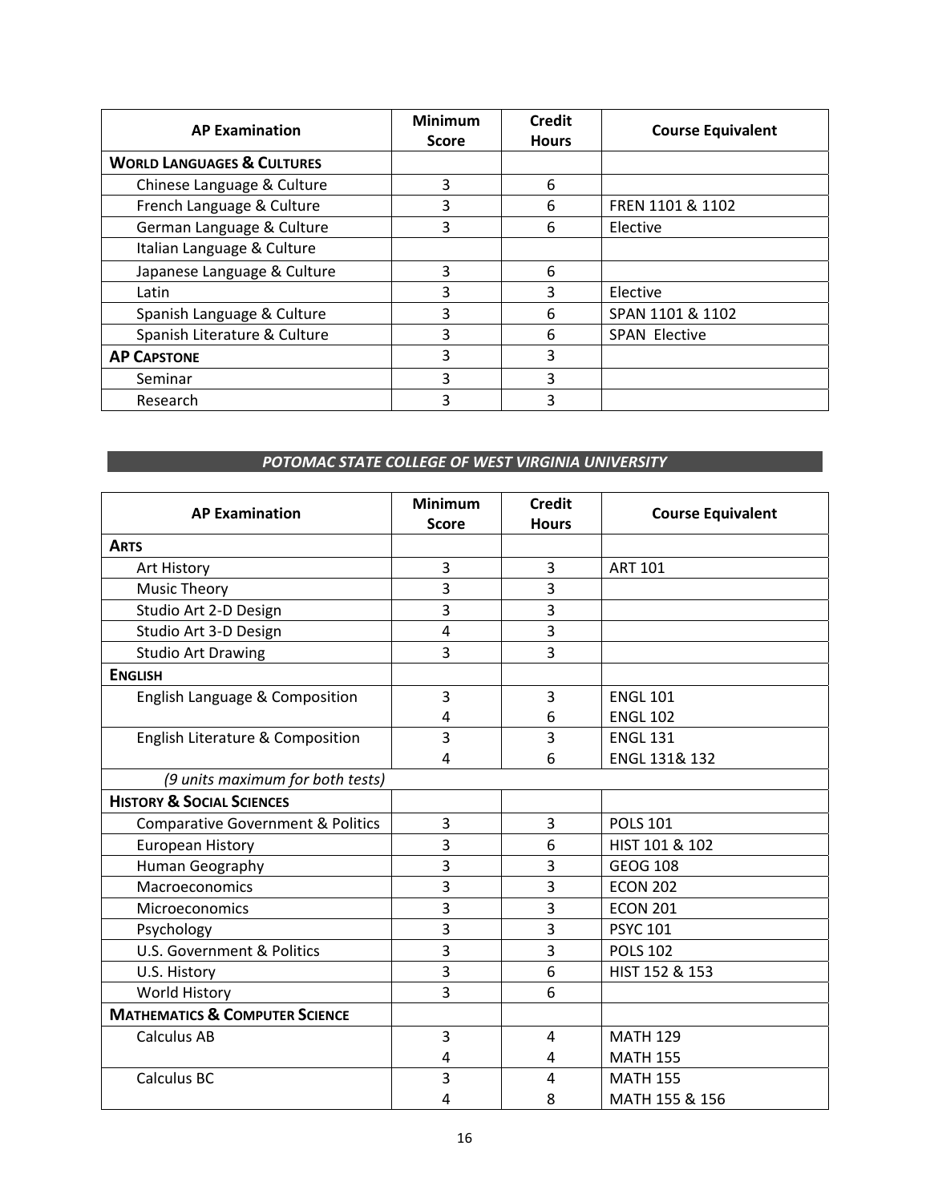| AP Examination | Minimum Score | Credit Hours | Course Equivalent |
|---|---|---|---|
| **WORLD LANGUAGES & CULTURES** | | | |
| Chinese Language & Culture | 3 | 6 | |
| French Language & Culture | 3 | 6 | FREN 1101 & 1102 |
| German Language & Culture | 3 | 6 | Elective |
| Italian Language & Culture | | | |
| Japanese Language & Culture | 3 | 6 | |
| Latin | 3 | 3 | Elective |
| Spanish Language & Culture | 3 | 6 | SPAN 1101 & 1102 |
| Spanish Literature & Culture | 3 | 6 | SPAN Elective |
| **AP CAPSTONE** | 3 | 3 | |
| Seminar | 3 | 3 | |
| Research | 3 | 3 | |

## *POTOMAC STATE COLLEGE OF WEST VIRGINIA UNIVERSITY*

| AP Examination | Minimum Score | Credit Hours | Course Equivalent |
|---|---|---|---|
| **ARTS** | | | |
| Art History | 3 | 3 | ART 101 |
| Music Theory | 3 | 3 | |
| Studio Art 2-D Design | 3 | 3 | |
| Studio Art 3-D Design | 4 | 3 | |
| Studio Art Drawing | 3 | 3 | |
| **ENGLISH** | | | |
| English Language & Composition | 3<br>4 | 3<br>6 | ENGL 101<br>ENGL 102 |
| English Literature & Composition | 3<br>4 | 3<br>6 | ENGL 131<br>ENGL 131& 132 |
| *(9 units maximum for both tests)* | | | |
| **HISTORY & SOCIAL SCIENCES** | | | |
| Comparative Government & Politics | 3 | 3 | POLS 101 |
| European History | 3 | 6 | HIST 101 & 102 |
| Human Geography | 3 | 3 | GEOG 108 |
| Macroeconomics | 3 | 3 | ECON 202 |
| Microeconomics | 3 | 3 | ECON 201 |
| Psychology | 3 | 3 | PSYC 101 |
| U.S. Government & Politics | 3 | 3 | POLS 102 |
| U.S. History | 3 | 6 | HIST 152 & 153 |
| World History | 3 | 6 | |
| **MATHEMATICS & COMPUTER SCIENCE** | | | |
| Calculus AB | 3<br>4 | 4<br>4 | MATH 129<br>MATH 155 |
| Calculus BC | 3<br>4 | 4<br>8 | MATH 155<br>MATH 155 & 156 |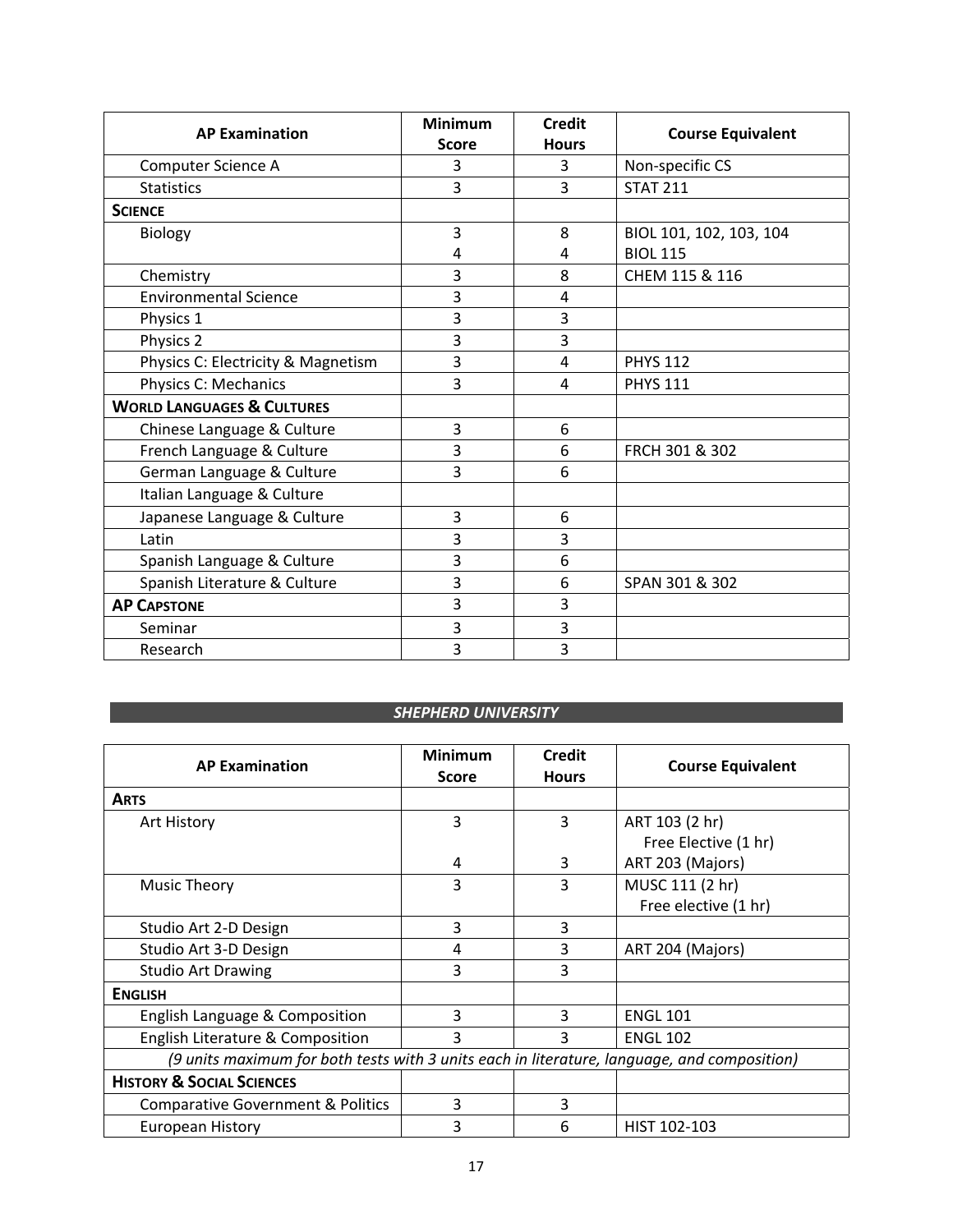| AP Examination | Minimum Score | Credit Hours | Course Equivalent |
|---|---|---|---|
| Computer Science A | 3 | 3 | Non-specific CS |
| Statistics | 3 | 3 | STAT 211 |
| **SCIENCE** | | | |
| Biology | 3<br>4 | 8<br>4 | BIOL 101, 102, 103, 104<br>BIOL 115 |
| Chemistry | 3 | 8 | CHEM 115 & 116 |
| Environmental Science | 3 | 4 | |
| Physics 1 | 3 | 3 | |
| Physics 2 | 3 | 3 | |
| Physics C: Electricity & Magnetism | 3 | 4 | PHYS 112 |
| Physics C: Mechanics | 3 | 4 | PHYS 111 |
| **WORLD LANGUAGES & CULTURES** | | | |
| Chinese Language & Culture | 3 | 6 | |
| French Language & Culture | 3 | 6 | FRCH 301 & 302 |
| German Language & Culture | 3 | 6 | |
| Italian Language & Culture | | | |
| Japanese Language & Culture | 3 | 6 | |
| Latin | 3 | 3 | |
| Spanish Language & Culture | 3 | 6 | |
| Spanish Literature & Culture | 3 | 6 | SPAN 301 & 302 |
| **AP CAPSTONE** | 3 | 3 | |
| Seminar | 3 | 3 | |
| Research | 3 | 3 | |

## *SHEPHERD UNIVERSITY*

| AP Examination | Minimum Score | Credit Hours | Course Equivalent |
|---|---|---|---|
| **ARTS** | | | |
| Art History | 3<br><br>4 | 3<br><br>3 | ART 103 (2 hr)<br>Free Elective (1 hr)<br>ART 203 (Majors) |
| Music Theory | 3 | 3 | MUSC 111 (2 hr)<br>Free elective (1 hr) |
| Studio Art 2-D Design | 3 | 3 | |
| Studio Art 3-D Design | 4 | 3 | ART 204 (Majors) |
| Studio Art Drawing | 3 | 3 | |
| **ENGLISH** | | | |
| English Language & Composition | 3 | 3 | ENGL 101 |
| English Literature & Composition | 3 | 3 | ENGL 102 |
| *(9 units maximum for both tests with 3 units each in literature, language, and composition)* | | | |
| **HISTORY & SOCIAL SCIENCES** | | | |
| Comparative Government & Politics | 3 | 3 | |
| European History | 3 | 6 | HIST 102-103 |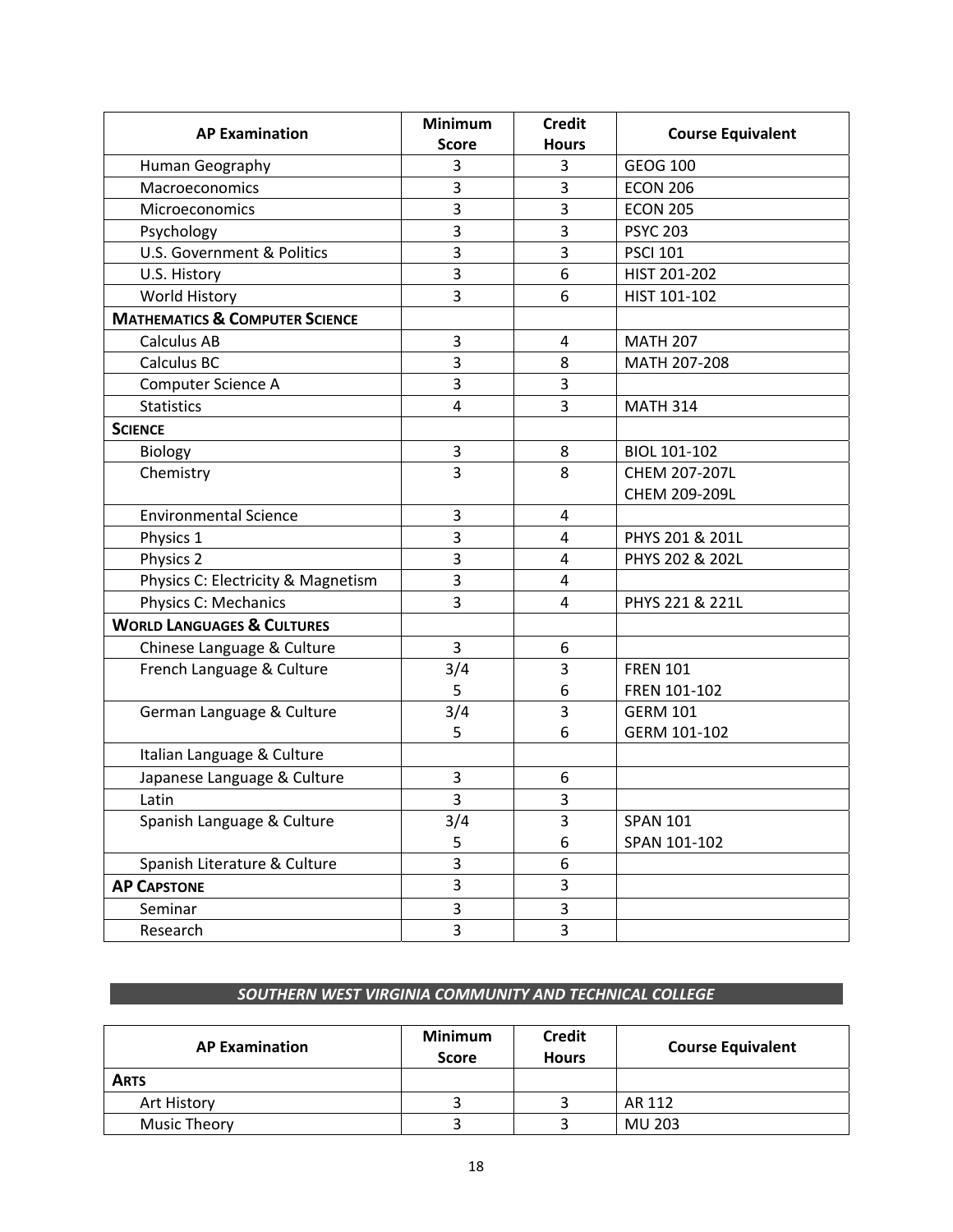| AP Examination | Minimum Score | Credit Hours | Course Equivalent |
|---|---|---|---|
| Human Geography | 3 | 3 | GEOG 100 |
| Macroeconomics | 3 | 3 | ECON 206 |
| Microeconomics | 3 | 3 | ECON 205 |
| Psychology | 3 | 3 | PSYC 203 |
| U.S. Government & Politics | 3 | 3 | PSCI 101 |
| U.S. History | 3 | 6 | HIST 201-202 |
| World History | 3 | 6 | HIST 101-102 |
| **MATHEMATICS & COMPUTER SCIENCE** | | | |
| Calculus AB | 3 | 4 | MATH 207 |
| Calculus BC | 3 | 8 | MATH 207-208 |
| Computer Science A | 3 | 3 | |
| Statistics | 4 | 3 | MATH 314 |
| **SCIENCE** | | | |
| Biology | 3 | 8 | BIOL 101-102 |
| Chemistry | 3 | 8 | CHEM 207-207L<br>CHEM 209-209L |
| Environmental Science | 3 | 4 | |
| Physics 1 | 3 | 4 | PHYS 201 & 201L |
| Physics 2 | 3 | 4 | PHYS 202 & 202L |
| Physics C: Electricity & Magnetism | 3 | 4 | |
| Physics C: Mechanics | 3 | 4 | PHYS 221 & 221L |
| **WORLD LANGUAGES & CULTURES** | | | |
| Chinese Language & Culture | 3 | 6 | |
| French Language & Culture | 3/4<br>5 | 3<br>6 | FREN 101<br>FREN 101-102 |
| German Language & Culture | 3/4<br>5 | 3<br>6 | GERM 101<br>GERM 101-102 |
| Italian Language & Culture | | | |
| Japanese Language & Culture | 3 | 6 | |
| Latin | 3 | 3 | |
| Spanish Language & Culture | 3/4<br>5 | 3<br>6 | SPAN 101<br>SPAN 101-102 |
| Spanish Literature & Culture | 3 | 6 | |
| **AP CAPSTONE** | 3 | 3 | |
| Seminar | 3 | 3 | |
| Research | 3 | 3 | |

## *SOUTHERN WEST VIRGINIA COMMUNITY AND TECHNICAL COLLEGE*

| AP Examination | Minimum Score | Credit Hours | Course Equivalent |
|---|---|---|---|
| **ARTS** | | | |
| Art History | 3 | 3 | AR 112 |
| Music Theory | 3 | 3 | MU 203 |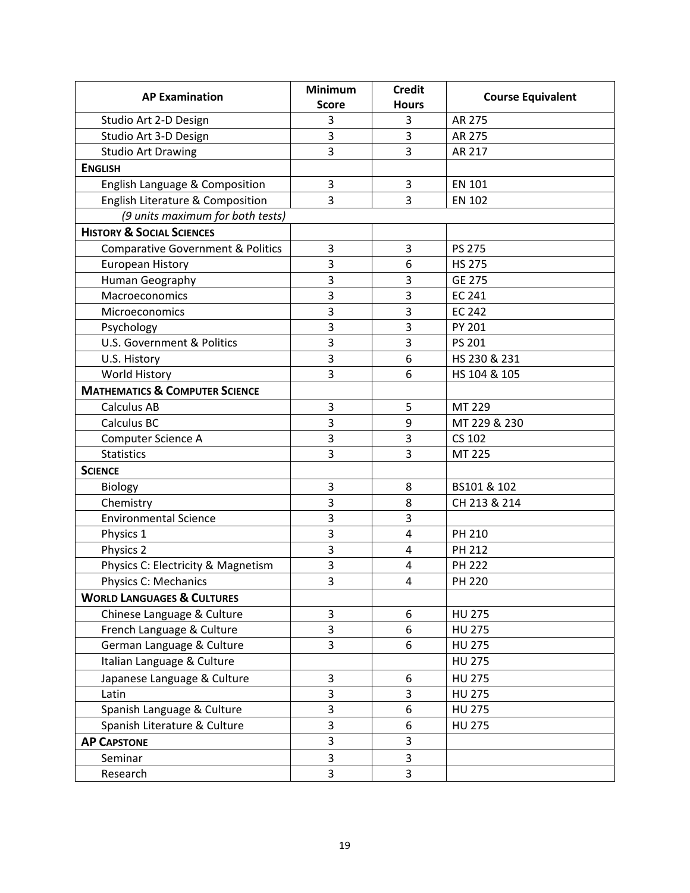| AP Examination | Minimum Score | Credit Hours | Course Equivalent |
|---|---|---|---|
| Studio Art 2-D Design | 3 | 3 | AR 275 |
| Studio Art 3-D Design | 3 | 3 | AR 275 |
| Studio Art Drawing | 3 | 3 | AR 217 |
| **ENGLISH** | | | |
| English Language & Composition | 3 | 3 | EN 101 |
| English Literature & Composition | 3 | 3 | EN 102 |
| *(9 units maximum for both tests)* | | | |
| **HISTORY & SOCIAL SCIENCES** | | | |
| Comparative Government & Politics | 3 | 3 | PS 275 |
| European History | 3 | 6 | HS 275 |
| Human Geography | 3 | 3 | GE 275 |
| Macroeconomics | 3 | 3 | EC 241 |
| Microeconomics | 3 | 3 | EC 242 |
| Psychology | 3 | 3 | PY 201 |
| U.S. Government & Politics | 3 | 3 | PS 201 |
| U.S. History | 3 | 6 | HS 230 & 231 |
| World History | 3 | 6 | HS 104 & 105 |
| **MATHEMATICS & COMPUTER SCIENCE** | | | |
| Calculus AB | 3 | 5 | MT 229 |
| Calculus BC | 3 | 9 | MT 229 & 230 |
| Computer Science A | 3 | 3 | CS 102 |
| Statistics | 3 | 3 | MT 225 |
| **SCIENCE** | | | |
| Biology | 3 | 8 | BS101 & 102 |
| Chemistry | 3 | 8 | CH 213 & 214 |
| Environmental Science | 3 | 3 | |
| Physics 1 | 3 | 4 | PH 210 |
| Physics 2 | 3 | 4 | PH 212 |
| Physics C: Electricity & Magnetism | 3 | 4 | PH 222 |
| Physics C: Mechanics | 3 | 4 | PH 220 |
| **WORLD LANGUAGES & CULTURES** | | | |
| Chinese Language & Culture | 3 | 6 | HU 275 |
| French Language & Culture | 3 | 6 | HU 275 |
| German Language & Culture | 3 | 6 | HU 275 |
| Italian Language & Culture | | | HU 275 |
| Japanese Language & Culture | 3 | 6 | HU 275 |
| Latin | 3 | 3 | HU 275 |
| Spanish Language & Culture | 3 | 6 | HU 275 |
| Spanish Literature & Culture | 3 | 6 | HU 275 |
| **AP CAPSTONE** | 3 | 3 | |
| Seminar | 3 | 3 | |
| Research | 3 | 3 | |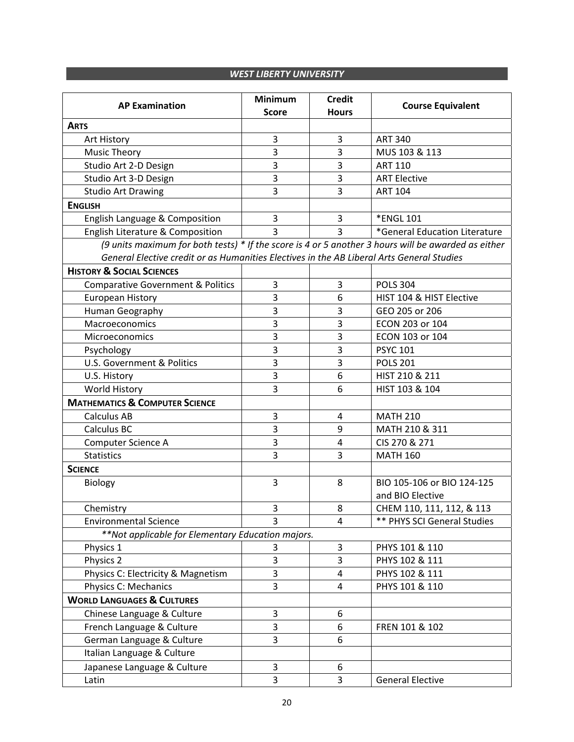## *WEST LIBERTY UNIVERSITY*

| AP Examination | Minimum Score | Credit Hours | Course Equivalent |
|---|---|---|---|
| **ARTS** | | | |
| Art History | 3 | 3 | ART 340 |
| Music Theory | 3 | 3 | MUS 103 & 113 |
| Studio Art 2-D Design | 3 | 3 | ART 110 |
| Studio Art 3-D Design | 3 | 3 | ART Elective |
| Studio Art Drawing | 3 | 3 | ART 104 |
| **ENGLISH** | | | |
| English Language & Composition | 3 | 3 | *ENGL 101 |
| English Literature & Composition | 3 | 3 | *General Education Literature |
| *(9 units maximum for both tests) * If the score is 4 or 5 another 3 hours will be awarded as either General Elective credit or as Humanities Electives in the AB Liberal Arts General Studies* | | | |
| **HISTORY & SOCIAL SCIENCES** | | | |
| Comparative Government & Politics | 3 | 3 | POLS 304 |
| European History | 3 | 6 | HIST 104 & HIST Elective |
| Human Geography | 3 | 3 | GEO 205 or 206 |
| Macroeconomics | 3 | 3 | ECON 203 or 104 |
| Microeconomics | 3 | 3 | ECON 103 or 104 |
| Psychology | 3 | 3 | PSYC 101 |
| U.S. Government & Politics | 3 | 3 | POLS 201 |
| U.S. History | 3 | 6 | HIST 210 & 211 |
| World History | 3 | 6 | HIST 103 & 104 |
| **MATHEMATICS & COMPUTER SCIENCE** | | | |
| Calculus AB | 3 | 4 | MATH 210 |
| Calculus BC | 3 | 9 | MATH 210 & 311 |
| Computer Science A | 3 | 4 | CIS 270 & 271 |
| Statistics | 3 | 3 | MATH 160 |
| **SCIENCE** | | | |
| Biology | 3 | 8 | BIO 105-106 or BIO 124-125 and BIO Elective |
| Chemistry | 3 | 8 | CHEM 110, 111, 112, & 113 |
| Environmental Science | 3 | 4 | ** PHYS SCI General Studies |
| *\*\*Not applicable for Elementary Education majors.* | | | |
| Physics 1 | 3 | 3 | PHYS 101 & 110 |
| Physics 2 | 3 | 3 | PHYS 102 & 111 |
| Physics C: Electricity & Magnetism | 3 | 4 | PHYS 102 & 111 |
| Physics C: Mechanics | 3 | 4 | PHYS 101 & 110 |
| **WORLD LANGUAGES & CULTURES** | | | |
| Chinese Language & Culture | 3 | 6 | |
| French Language & Culture | 3 | 6 | FREN 101 & 102 |
| German Language & Culture | 3 | 6 | |
| Italian Language & Culture | | | |
| Japanese Language & Culture | 3 | 6 | |
| Latin | 3 | 3 | General Elective |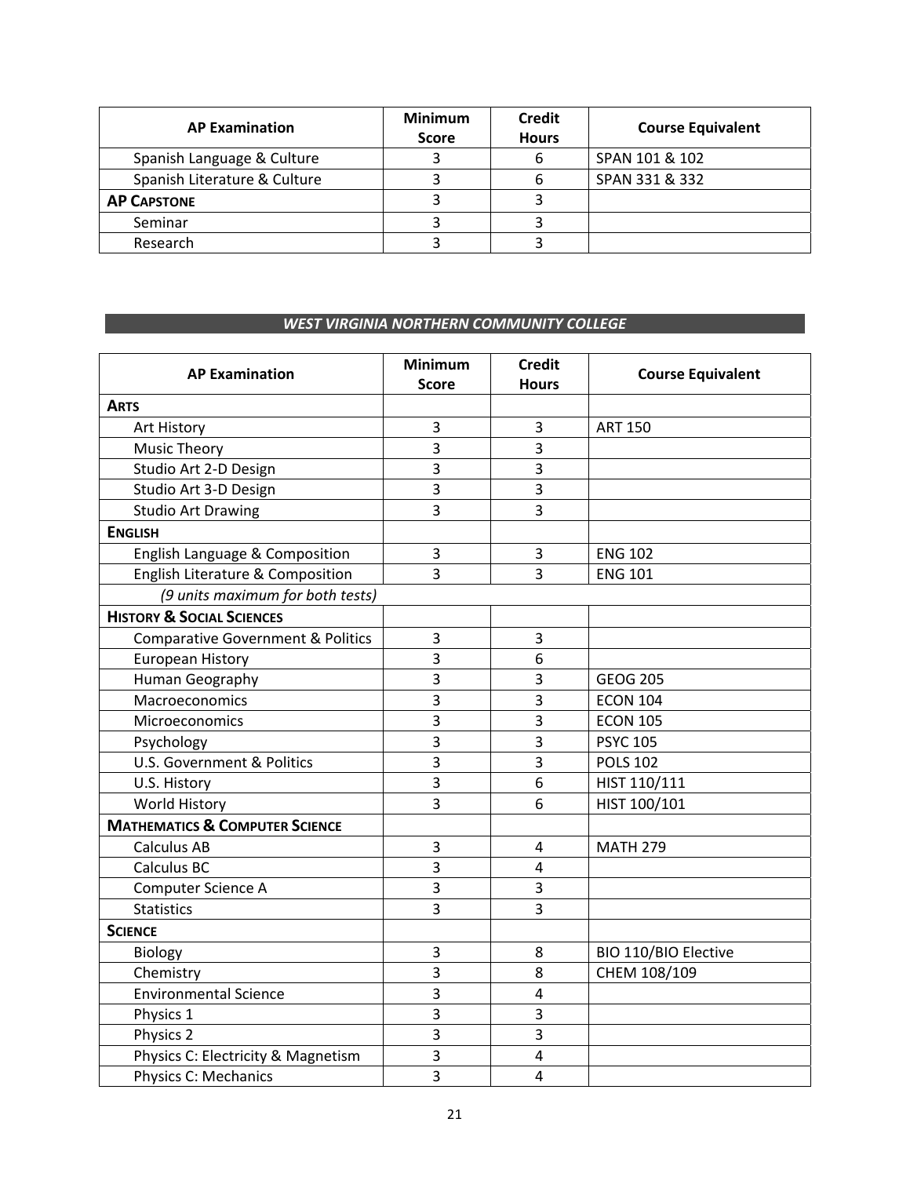| AP Examination | Minimum Score | Credit Hours | Course Equivalent |
|---|---|---|---|
| Spanish Language & Culture | 3 | 6 | SPAN 101 & 102 |
| Spanish Literature & Culture | 3 | 6 | SPAN 331 & 332 |
| **AP CAPSTONE** | 3 | 3 | |
| Seminar | 3 | 3 | |
| Research | 3 | 3 | |

## *WEST VIRGINIA NORTHERN COMMUNITY COLLEGE*

| AP Examination | Minimum Score | Credit Hours | Course Equivalent |
|---|---|---|---|
| **ARTS** | | | |
| Art History | 3 | 3 | ART 150 |
| Music Theory | 3 | 3 | |
| Studio Art 2-D Design | 3 | 3 | |
| Studio Art 3-D Design | 3 | 3 | |
| Studio Art Drawing | 3 | 3 | |
| **ENGLISH** | | | |
| English Language & Composition | 3 | 3 | ENG 102 |
| English Literature & Composition | 3 | 3 | ENG 101 |
| *(9 units maximum for both tests)* | | | |
| **HISTORY & SOCIAL SCIENCES** | | | |
| Comparative Government & Politics | 3 | 3 | |
| European History | 3 | 6 | |
| Human Geography | 3 | 3 | GEOG 205 |
| Macroeconomics | 3 | 3 | ECON 104 |
| Microeconomics | 3 | 3 | ECON 105 |
| Psychology | 3 | 3 | PSYC 105 |
| U.S. Government & Politics | 3 | 3 | POLS 102 |
| U.S. History | 3 | 6 | HIST 110/111 |
| World History | 3 | 6 | HIST 100/101 |
| **MATHEMATICS & COMPUTER SCIENCE** | | | |
| Calculus AB | 3 | 4 | MATH 279 |
| Calculus BC | 3 | 4 | |
| Computer Science A | 3 | 3 | |
| Statistics | 3 | 3 | |
| **SCIENCE** | | | |
| Biology | 3 | 8 | BIO 110/BIO Elective |
| Chemistry | 3 | 8 | CHEM 108/109 |
| Environmental Science | 3 | 4 | |
| Physics 1 | 3 | 3 | |
| Physics 2 | 3 | 3 | |
| Physics C: Electricity & Magnetism | 3 | 4 | |
| Physics C: Mechanics | 3 | 4 | |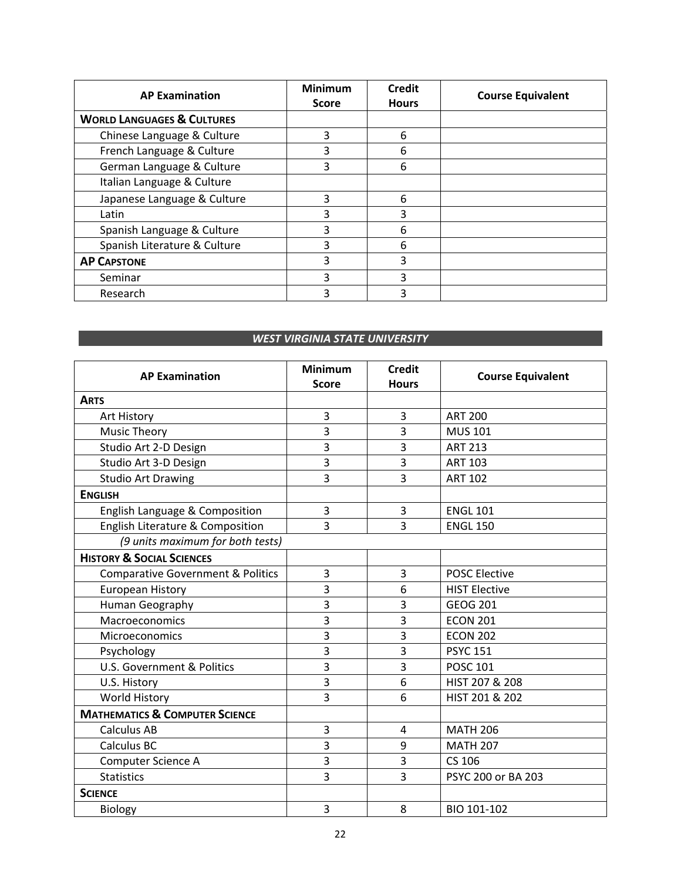| AP Examination | Minimum Score | Credit Hours | Course Equivalent |
|---|---|---|---|
| **World Languages & Cultures** | | | |
| Chinese Language & Culture | 3 | 6 | |
| French Language & Culture | 3 | 6 | |
| German Language & Culture | 3 | 6 | |
| Italian Language & Culture | | | |
| Japanese Language & Culture | 3 | 6 | |
| Latin | 3 | 3 | |
| Spanish Language & Culture | 3 | 6 | |
| Spanish Literature & Culture | 3 | 6 | |
| **AP Capstone** | 3 | 3 | |
| Seminar | 3 | 3 | |
| Research | 3 | 3 | |

## *WEST VIRGINIA STATE UNIVERSITY*

| AP Examination | Minimum Score | Credit Hours | Course Equivalent |
|---|---|---|---|
| **Arts** | | | |
| Art History | 3 | 3 | ART 200 |
| Music Theory | 3 | 3 | MUS 101 |
| Studio Art 2-D Design | 3 | 3 | ART 213 |
| Studio Art 3-D Design | 3 | 3 | ART 103 |
| Studio Art Drawing | 3 | 3 | ART 102 |
| **English** | | | |
| English Language & Composition | 3 | 3 | ENGL 101 |
| English Literature & Composition | 3 | 3 | ENGL 150 |
| *(9 units maximum for both tests)* | | | |
| **History & Social Sciences** | | | |
| Comparative Government & Politics | 3 | 3 | POSC Elective |
| European History | 3 | 6 | HIST Elective |
| Human Geography | 3 | 3 | GEOG 201 |
| Macroeconomics | 3 | 3 | ECON 201 |
| Microeconomics | 3 | 3 | ECON 202 |
| Psychology | 3 | 3 | PSYC 151 |
| U.S. Government & Politics | 3 | 3 | POSC 101 |
| U.S. History | 3 | 6 | HIST 207 & 208 |
| World History | 3 | 6 | HIST 201 & 202 |
| **Mathematics & Computer Science** | | | |
| Calculus AB | 3 | 4 | MATH 206 |
| Calculus BC | 3 | 9 | MATH 207 |
| Computer Science A | 3 | 3 | CS 106 |
| Statistics | 3 | 3 | PSYC 200 or BA 203 |
| **Science** | | | |
| Biology | 3 | 8 | BIO 101-102 |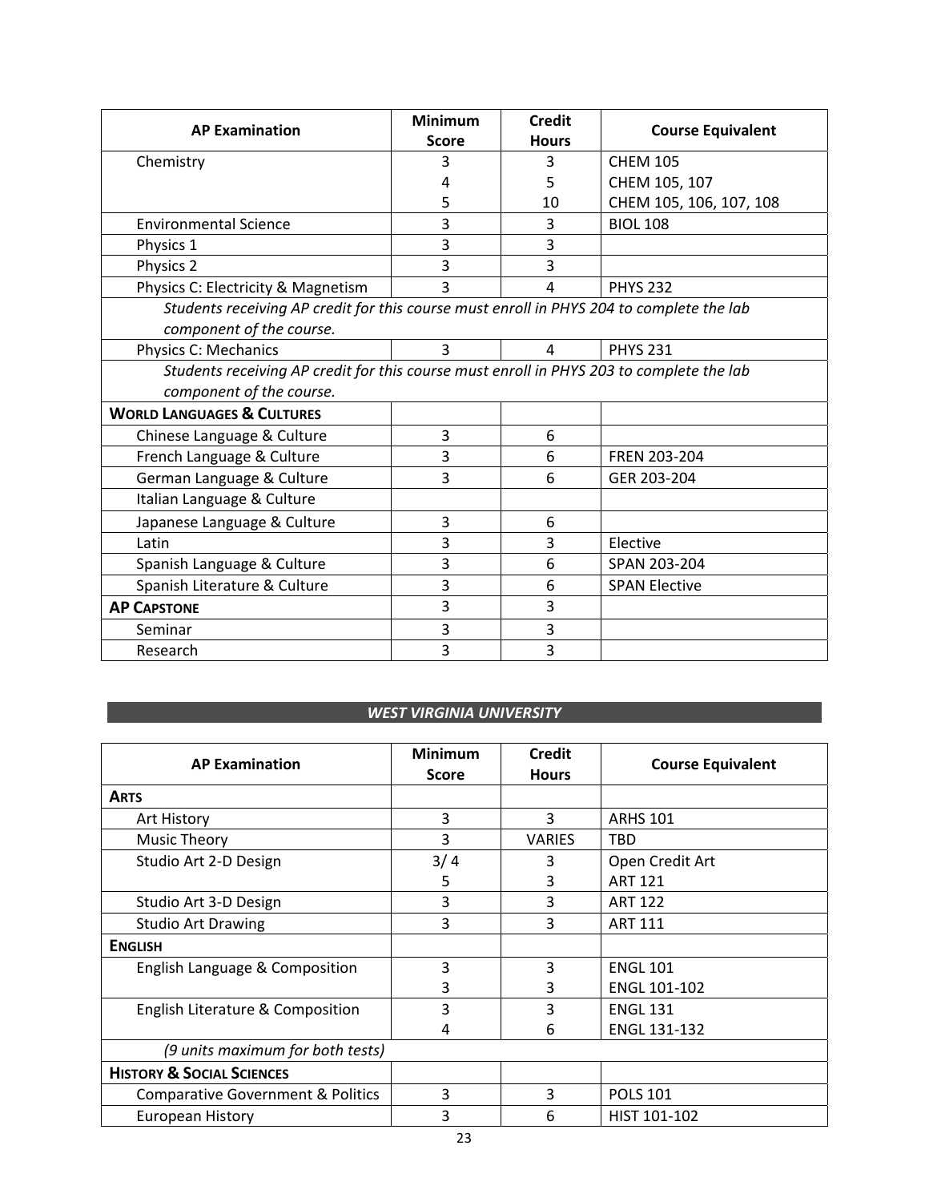| AP Examination | Minimum Score | Credit Hours | Course Equivalent |
|---|---|---|---|
| Chemistry | 3<br>4<br>5 | 3<br>5<br>10 | CHEM 105<br>CHEM 105, 107<br>CHEM 105, 106, 107, 108 |
| Environmental Science | 3 | 3 | BIOL 108 |
| Physics 1 | 3 | 3 | |
| Physics 2 | 3 | 3 | |
| Physics C: Electricity & Magnetism | 3 | 4 | PHYS 232 |
| *Students receiving AP credit for this course must enroll in PHYS 204 to complete the lab component of the course.* | | | |
| Physics C: Mechanics | 3 | 4 | PHYS 231 |
| *Students receiving AP credit for this course must enroll in PHYS 203 to complete the lab component of the course.* | | | |
| **WORLD LANGUAGES & CULTURES** | | | |
| Chinese Language & Culture | 3 | 6 | |
| French Language & Culture | 3 | 6 | FREN 203-204 |
| German Language & Culture | 3 | 6 | GER 203-204 |
| Italian Language & Culture | | | |
| Japanese Language & Culture | 3 | 6 | |
| Latin | 3 | 3 | Elective |
| Spanish Language & Culture | 3 | 6 | SPAN 203-204 |
| Spanish Literature & Culture | 3 | 6 | SPAN Elective |
| **AP CAPSTONE** | 3 | 3 | |
| Seminar | 3 | 3 | |
| Research | 3 | 3 | |

## *WEST VIRGINIA UNIVERSITY*

| AP Examination | Minimum Score | Credit Hours | Course Equivalent |
|---|---|---|---|
| **ARTS** | | | |
| Art History | 3 | 3 | ARHS 101 |
| Music Theory | 3 | VARIES | TBD |
| Studio Art 2-D Design | 3/ 4<br>5 | 3<br>3 | Open Credit Art<br>ART 121 |
| Studio Art 3-D Design | 3 | 3 | ART 122 |
| Studio Art Drawing | 3 | 3 | ART 111 |
| **ENGLISH** | | | |
| English Language & Composition | 3<br>3 | 3<br>3 | ENGL 101<br>ENGL 101-102 |
| English Literature & Composition | 3<br>4 | 3<br>6 | ENGL 131<br>ENGL 131-132 |
| *(9 units maximum for both tests)* | | | |
| **HISTORY & SOCIAL SCIENCES** | | | |
| Comparative Government & Politics | 3 | 3 | POLS 101 |
| European History | 3 | 6 | HIST 101-102 |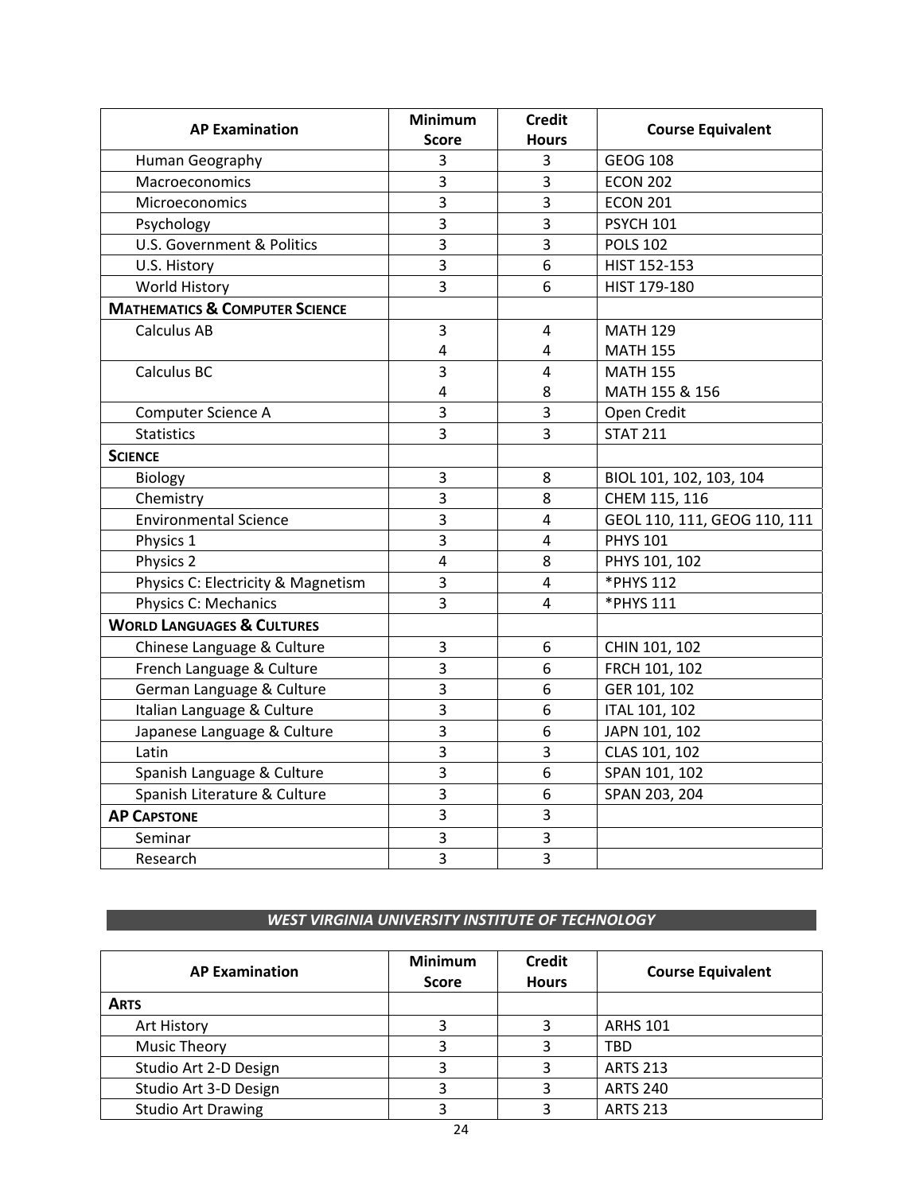| AP Examination | Minimum Score | Credit Hours | Course Equivalent |
|---|---|---|---|
| Human Geography | 3 | 3 | GEOG 108 |
| Macroeconomics | 3 | 3 | ECON 202 |
| Microeconomics | 3 | 3 | ECON 201 |
| Psychology | 3 | 3 | PSYCH 101 |
| U.S. Government & Politics | 3 | 3 | POLS 102 |
| U.S. History | 3 | 6 | HIST 152-153 |
| World History | 3 | 6 | HIST 179-180 |
| **MATHEMATICS & COMPUTER SCIENCE** | | | |
| Calculus AB | 3 | 4 | MATH 129 |
| | 4 | 4 | MATH 155 |
| Calculus BC | 3 | 4 | MATH 155 |
| | 4 | 8 | MATH 155 & 156 |
| Computer Science A | 3 | 3 | Open Credit |
| Statistics | 3 | 3 | STAT 211 |
| **SCIENCE** | | | |
| Biology | 3 | 8 | BIOL 101, 102, 103, 104 |
| Chemistry | 3 | 8 | CHEM 115, 116 |
| Environmental Science | 3 | 4 | GEOL 110, 111, GEOG 110, 111 |
| Physics 1 | 3 | 4 | PHYS 101 |
| Physics 2 | 4 | 8 | PHYS 101, 102 |
| Physics C: Electricity & Magnetism | 3 | 4 | *PHYS 112 |
| Physics C: Mechanics | 3 | 4 | *PHYS 111 |
| **WORLD LANGUAGES & CULTURES** | | | |
| Chinese Language & Culture | 3 | 6 | CHIN 101, 102 |
| French Language & Culture | 3 | 6 | FRCH 101, 102 |
| German Language & Culture | 3 | 6 | GER 101, 102 |
| Italian Language & Culture | 3 | 6 | ITAL 101, 102 |
| Japanese Language & Culture | 3 | 6 | JAPN 101, 102 |
| Latin | 3 | 3 | CLAS 101, 102 |
| Spanish Language & Culture | 3 | 6 | SPAN 101, 102 |
| Spanish Literature & Culture | 3 | 6 | SPAN 203, 204 |
| **AP CAPSTONE** | 3 | 3 | |
| Seminar | 3 | 3 | |
| Research | 3 | 3 | |

## *WEST VIRGINIA UNIVERSITY INSTITUTE OF TECHNOLOGY*

| AP Examination | Minimum Score | Credit Hours | Course Equivalent |
|---|---|---|---|
| **ARTS** | | | |
| Art History | 3 | 3 | ARHS 101 |
| Music Theory | 3 | 3 | TBD |
| Studio Art 2-D Design | 3 | 3 | ARTS 213 |
| Studio Art 3-D Design | 3 | 3 | ARTS 240 |
| Studio Art Drawing | 3 | 3 | ARTS 213 |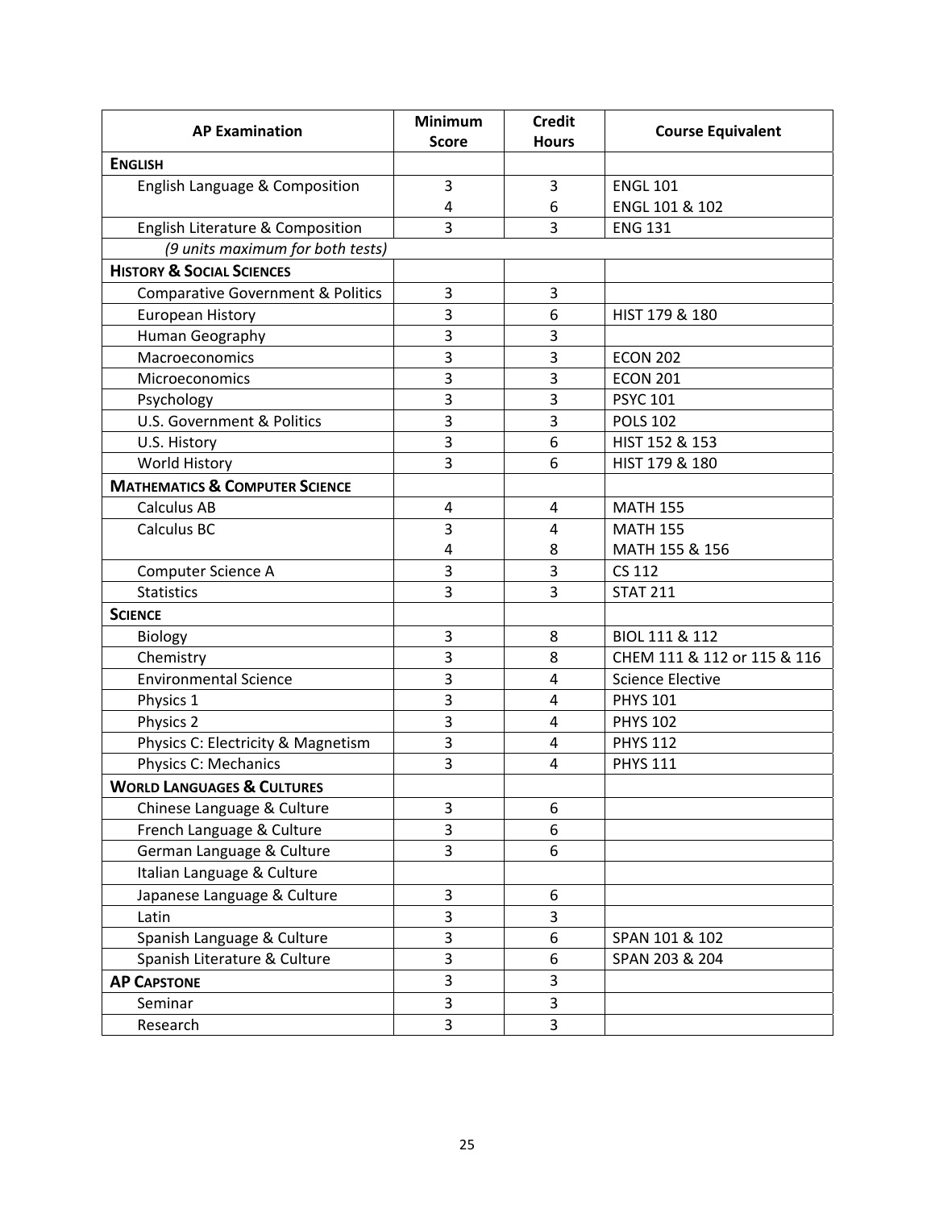| AP Examination | Minimum Score | Credit Hours | Course Equivalent |
|---|---|---|---|
| **ENGLISH** | | | |
| English Language & Composition | 3 | 3 | ENGL 101 |
| | 4 | 6 | ENGL 101 & 102 |
| English Literature & Composition | 3 | 3 | ENG 131 |
| *(9 units maximum for both tests)* | | | |
| **HISTORY & SOCIAL SCIENCES** | | | |
| Comparative Government & Politics | 3 | 3 | |
| European History | 3 | 6 | HIST 179 & 180 |
| Human Geography | 3 | 3 | |
| Macroeconomics | 3 | 3 | ECON 202 |
| Microeconomics | 3 | 3 | ECON 201 |
| Psychology | 3 | 3 | PSYC 101 |
| U.S. Government & Politics | 3 | 3 | POLS 102 |
| U.S. History | 3 | 6 | HIST 152 & 153 |
| World History | 3 | 6 | HIST 179 & 180 |
| **MATHEMATICS & COMPUTER SCIENCE** | | | |
| Calculus AB | 4 | 4 | MATH 155 |
| Calculus BC | 3 | 4 | MATH 155 |
| | 4 | 8 | MATH 155 & 156 |
| Computer Science A | 3 | 3 | CS 112 |
| Statistics | 3 | 3 | STAT 211 |
| **SCIENCE** | | | |
| Biology | 3 | 8 | BIOL 111 & 112 |
| Chemistry | 3 | 8 | CHEM 111 & 112 or 115 & 116 |
| Environmental Science | 3 | 4 | Science Elective |
| Physics 1 | 3 | 4 | PHYS 101 |
| Physics 2 | 3 | 4 | PHYS 102 |
| Physics C: Electricity & Magnetism | 3 | 4 | PHYS 112 |
| Physics C: Mechanics | 3 | 4 | PHYS 111 |
| **WORLD LANGUAGES & CULTURES** | | | |
| Chinese Language & Culture | 3 | 6 | |
| French Language & Culture | 3 | 6 | |
| German Language & Culture | 3 | 6 | |
| Italian Language & Culture | | | |
| Japanese Language & Culture | 3 | 6 | |
| Latin | 3 | 3 | |
| Spanish Language & Culture | 3 | 6 | SPAN 101 & 102 |
| Spanish Literature & Culture | 3 | 6 | SPAN 203 & 204 |
| **AP CAPSTONE** | 3 | 3 | |
| Seminar | 3 | 3 | |
| Research | 3 | 3 | |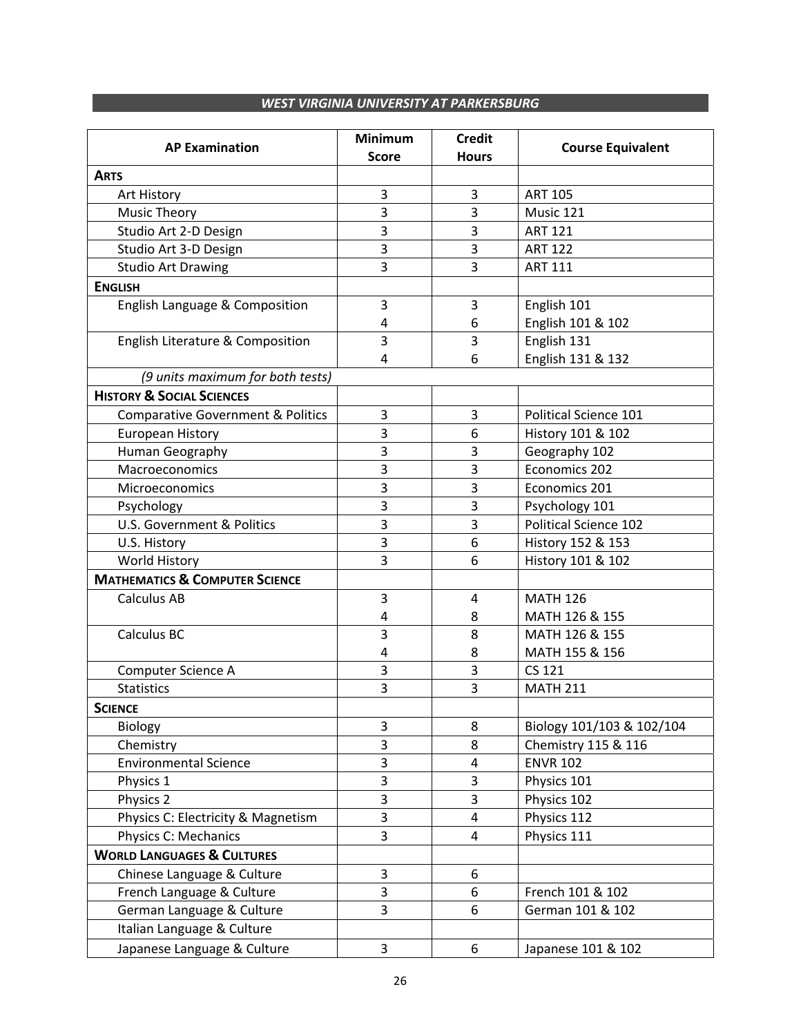## *WEST VIRGINIA UNIVERSITY AT PARKERSBURG*

| AP Examination | Minimum Score | Credit Hours | Course Equivalent |
|---|---|---|---|
| **ARTS** | | | |
| Art History | 3 | 3 | ART 105 |
| Music Theory | 3 | 3 | Music 121 |
| Studio Art 2-D Design | 3 | 3 | ART 121 |
| Studio Art 3-D Design | 3 | 3 | ART 122 |
| Studio Art Drawing | 3 | 3 | ART 111 |
| **ENGLISH** | | | |
| English Language & Composition | 3 | 3 | English 101 |
| | 4 | 6 | English 101 & 102 |
| English Literature & Composition | 3 | 3 | English 131 |
| | 4 | 6 | English 131 & 132 |
| *(9 units maximum for both tests)* | | | |
| **HISTORY & SOCIAL SCIENCES** | | | |
| Comparative Government & Politics | 3 | 3 | Political Science 101 |
| European History | 3 | 6 | History 101 & 102 |
| Human Geography | 3 | 3 | Geography 102 |
| Macroeconomics | 3 | 3 | Economics 202 |
| Microeconomics | 3 | 3 | Economics 201 |
| Psychology | 3 | 3 | Psychology 101 |
| U.S. Government & Politics | 3 | 3 | Political Science 102 |
| U.S. History | 3 | 6 | History 152 & 153 |
| World History | 3 | 6 | History 101 & 102 |
| **MATHEMATICS & COMPUTER SCIENCE** | | | |
| Calculus AB | 3 | 4 | MATH 126 |
| | 4 | 8 | MATH 126 & 155 |
| Calculus BC | 3 | 8 | MATH 126 & 155 |
| | 4 | 8 | MATH 155 & 156 |
| Computer Science A | 3 | 3 | CS 121 |
| Statistics | 3 | 3 | MATH 211 |
| **SCIENCE** | | | |
| Biology | 3 | 8 | Biology 101/103 & 102/104 |
| Chemistry | 3 | 8 | Chemistry 115 & 116 |
| Environmental Science | 3 | 4 | ENVR 102 |
| Physics 1 | 3 | 3 | Physics 101 |
| Physics 2 | 3 | 3 | Physics 102 |
| Physics C: Electricity & Magnetism | 3 | 4 | Physics 112 |
| Physics C: Mechanics | 3 | 4 | Physics 111 |
| **WORLD LANGUAGES & CULTURES** | | | |
| Chinese Language & Culture | 3 | 6 | |
| French Language & Culture | 3 | 6 | French 101 & 102 |
| German Language & Culture | 3 | 6 | German 101 & 102 |
| Italian Language & Culture | | | |
| Japanese Language & Culture | 3 | 6 | Japanese 101 & 102 |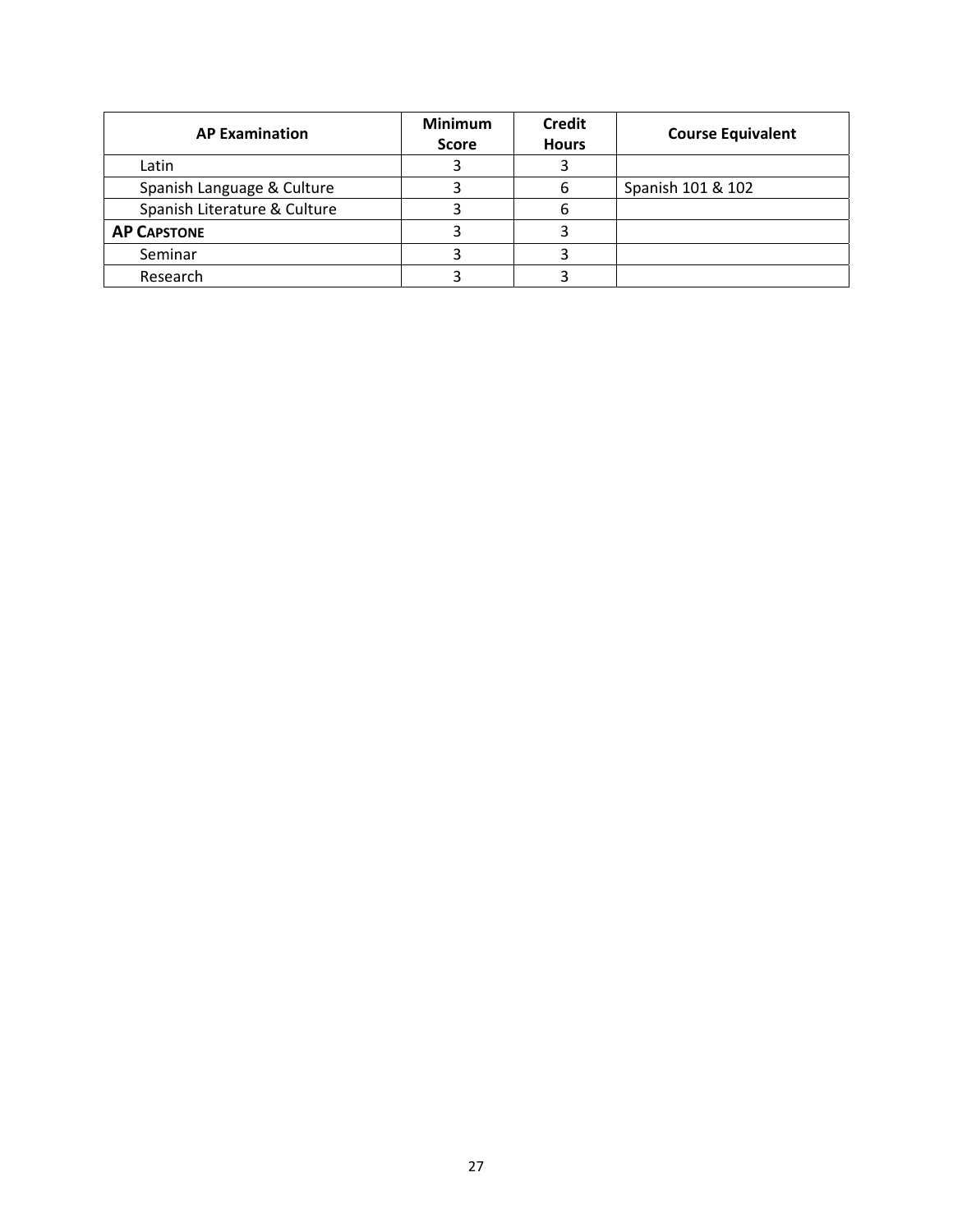| AP Examination | Minimum Score | Credit Hours | Course Equivalent |
|---|---|---|---|
| Latin | 3 | 3 | |
| Spanish Language & Culture | 3 | 6 | Spanish 101 & 102 |
| Spanish Literature & Culture | 3 | 6 | |
| **AP CAPSTONE** | 3 | 3 | |
| Seminar | 3 | 3 | |
| Research | 3 | 3 | |